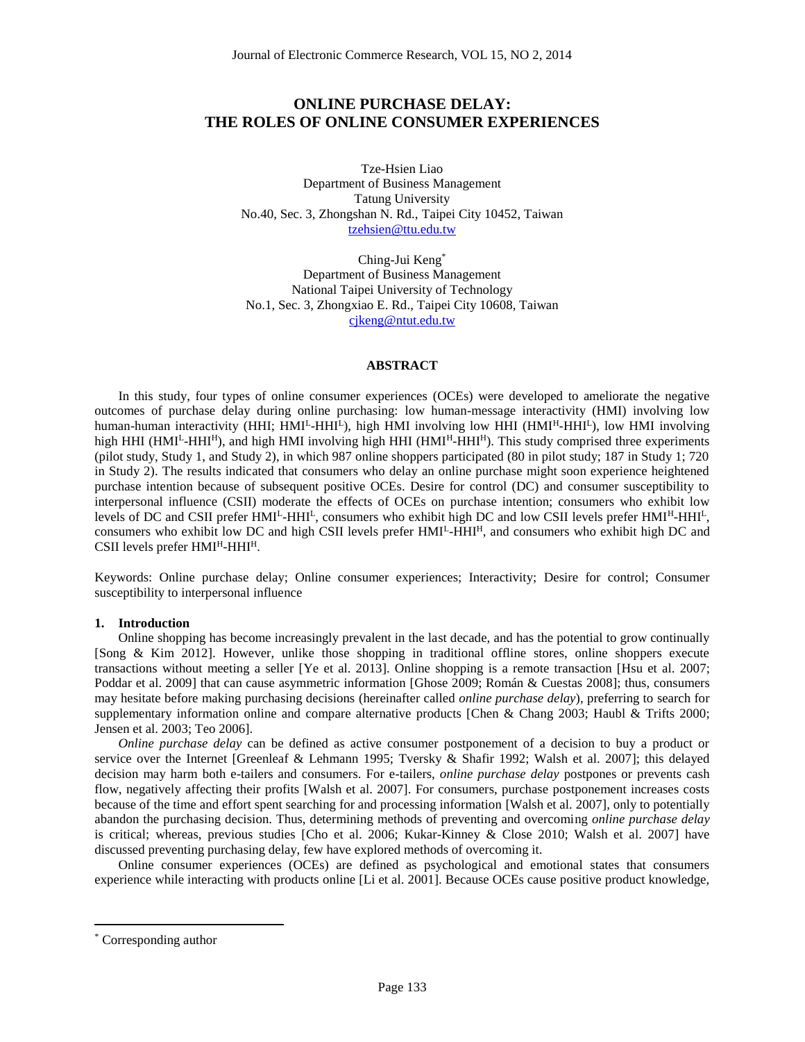# ONLINE PURCHASE DELAY: THE ROLES OF ONLINE CONSUMER EXPERIENCES

Tze-Hsien Liao
Department of Business Management
Tatung University
No.40, Sec. 3, Zhongshan N. Rd., Taipei City 10452, Taiwan
tzehsien@ttu.edu.tw

Ching-Jui Keng*
Department of Business Management
National Taipei University of Technology
No.1, Sec. 3, Zhongxiao E. Rd., Taipei City 10608, Taiwan
cjkeng@ntut.edu.tw

## ABSTRACT

In this study, four types of online consumer experiences (OCEs) were developed to ameliorate the negative outcomes of purchase delay during online purchasing: low human-message interactivity (HMI) involving low human-human interactivity (HHI; $HMI^L$-$HHI^L$), high HMI involving low HHI ($HMI^H$-$HHI^L$), low HMI involving high HHI ($HMI^L$-$HHI^H$), and high HMI involving high HHI ($HMI^H$-$HHI^H$). This study comprised three experiments (pilot study, Study 1, and Study 2), in which 987 online shoppers participated (80 in pilot study; 187 in Study 1; 720 in Study 2). The results indicated that consumers who delay an online purchase might soon experience heightened purchase intention because of subsequent positive OCEs. Desire for control (DC) and consumer susceptibility to interpersonal influence (CSII) moderate the effects of OCEs on purchase intention; consumers who exhibit low levels of DC and CSII prefer $HMI^L$-$HHI^L$, consumers who exhibit high DC and low CSII levels prefer $HMI^H$-$HHI^L$, consumers who exhibit low DC and high CSII levels prefer $HMI^L$-$HHI^H$, and consumers who exhibit high DC and CSII levels prefer $HMI^H$-$HHI^H$.

Keywords: Online purchase delay; Online consumer experiences; Interactivity; Desire for control; Consumer susceptibility to interpersonal influence

## 1. Introduction

Online shopping has become increasingly prevalent in the last decade, and has the potential to grow continually [Song & Kim 2012]. However, unlike those shopping in traditional offline stores, online shoppers execute transactions without meeting a seller [Ye et al. 2013]. Online shopping is a remote transaction [Hsu et al. 2007; Poddar et al. 2009] that can cause asymmetric information [Ghose 2009; Román & Cuestas 2008]; thus, consumers may hesitate before making purchasing decisions (hereinafter called *online purchase delay*), preferring to search for supplementary information online and compare alternative products [Chen & Chang 2003; Haubl & Trifts 2000; Jensen et al. 2003; Teo 2006].

*Online purchase delay* can be defined as active consumer postponement of a decision to buy a product or service over the Internet [Greenleaf & Lehmann 1995; Tversky & Shafir 1992; Walsh et al. 2007]; this delayed decision may harm both e-tailers and consumers. For e-tailers, *online purchase delay* postpones or prevents cash flow, negatively affecting their profits [Walsh et al. 2007]. For consumers, purchase postponement increases costs because of the time and effort spent searching for and processing information [Walsh et al. 2007], only to potentially abandon the purchasing decision. Thus, determining methods of preventing and overcoming *online purchase delay* is critical; whereas, previous studies [Cho et al. 2006; Kukar-Kinney & Close 2010; Walsh et al. 2007] have discussed preventing purchasing delay, few have explored methods of overcoming it.

Online consumer experiences (OCEs) are defined as psychological and emotional states that consumers experience while interacting with products online [Li et al. 2001]. Because OCEs cause positive product knowledge,

* Corresponding author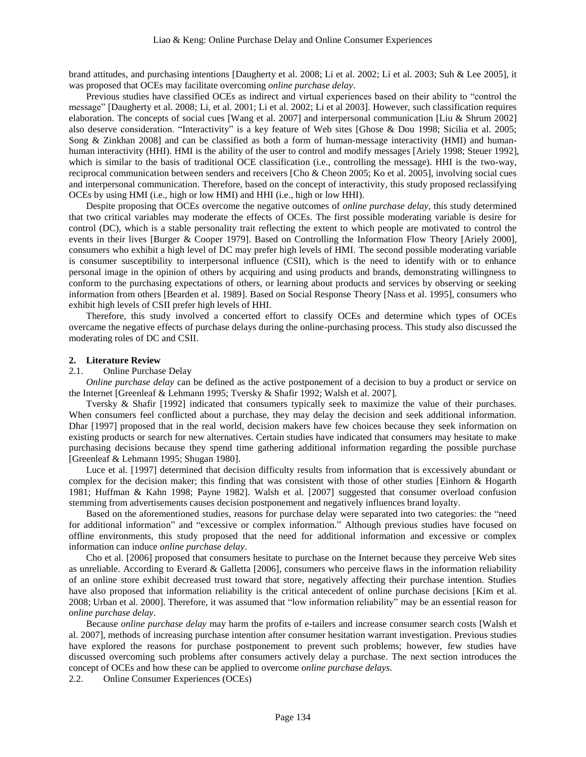brand attitudes, and purchasing intentions [Daugherty et al. 2008; Li et al. 2002; Li et al. 2003; Suh & Lee 2005], it was proposed that OCEs may facilitate overcoming *online purchase delay*.

Previous studies have classified OCEs as indirect and virtual experiences based on their ability to "control the message" [Daugherty et al. 2008; Li, et al. 2001; Li et al. 2002; Li et al 2003]. However, such classification requires elaboration. The concepts of social cues [Wang et al. 2007] and interpersonal communication [Liu & Shrum 2002] also deserve consideration. "Interactivity" is a key feature of Web sites [Ghose & Dou 1998; Sicilia et al. 2005; Song & Zinkhan 2008] and can be classified as both a form of human-message interactivity (HMI) and human-human interactivity (HHI). HMI is the ability of the user to control and modify messages [Ariely 1998; Steuer 1992], which is similar to the basis of traditional OCE classification (i.e., controlling the message). HHI is the two-way, reciprocal communication between senders and receivers [Cho & Cheon 2005; Ko et al. 2005], involving social cues and interpersonal communication. Therefore, based on the concept of interactivity, this study proposed reclassifying OCEs by using HMI (i.e., high or low HMI) and HHI (i.e., high or low HHI).

Despite proposing that OCEs overcome the negative outcomes of *online purchase delay*, this study determined that two critical variables may moderate the effects of OCEs. The first possible moderating variable is desire for control (DC), which is a stable personality trait reflecting the extent to which people are motivated to control the events in their lives [Burger & Cooper 1979]. Based on Controlling the Information Flow Theory [Ariely 2000], consumers who exhibit a high level of DC may prefer high levels of HMI. The second possible moderating variable is consumer susceptibility to interpersonal influence (CSII), which is the need to identify with or to enhance personal image in the opinion of others by acquiring and using products and brands, demonstrating willingness to conform to the purchasing expectations of others, or learning about products and services by observing or seeking information from others [Bearden et al. 1989]. Based on Social Response Theory [Nass et al. 1995], consumers who exhibit high levels of CSII prefer high levels of HHI.

Therefore, this study involved a concerted effort to classify OCEs and determine which types of OCEs overcame the negative effects of purchase delays during the online-purchasing process. This study also discussed the moderating roles of DC and CSII.

## 2. Literature Review

### 2.1. Online Purchase Delay

*Online purchase delay* can be defined as the active postponement of a decision to buy a product or service on the Internet [Greenleaf & Lehmann 1995; Tversky & Shafir 1992; Walsh et al. 2007].

Tversky & Shafir [1992] indicated that consumers typically seek to maximize the value of their purchases. When consumers feel conflicted about a purchase, they may delay the decision and seek additional information. Dhar [1997] proposed that in the real world, decision makers have few choices because they seek information on existing products or search for new alternatives. Certain studies have indicated that consumers may hesitate to make purchasing decisions because they spend time gathering additional information regarding the possible purchase [Greenleaf & Lehmann 1995; Shugan 1980].

Luce et al. [1997] determined that decision difficulty results from information that is excessively abundant or complex for the decision maker; this finding that was consistent with those of other studies [Einhorn & Hogarth 1981; Huffman & Kahn 1998; Payne 1982]. Walsh et al. [2007] suggested that consumer overload confusion stemming from advertisements causes decision postponement and negatively influences brand loyalty.

Based on the aforementioned studies, reasons for purchase delay were separated into two categories: the "need for additional information" and "excessive or complex information." Although previous studies have focused on offline environments, this study proposed that the need for additional information and excessive or complex information can induce *online purchase delay*.

Cho et al. [2006] proposed that consumers hesitate to purchase on the Internet because they perceive Web sites as unreliable. According to Everard & Galletta [2006], consumers who perceive flaws in the information reliability of an online store exhibit decreased trust toward that store, negatively affecting their purchase intention. Studies have also proposed that information reliability is the critical antecedent of online purchase decisions [Kim et al. 2008; Urban et al. 2000]. Therefore, it was assumed that "low information reliability" may be an essential reason for *online purchase delay*.

Because *online purchase delay* may harm the profits of e-tailers and increase consumer search costs [Walsh et al. 2007], methods of increasing purchase intention after consumer hesitation warrant investigation. Previous studies have explored the reasons for purchase postponement to prevent such problems; however, few studies have discussed overcoming such problems after consumers actively delay a purchase. The next section introduces the concept of OCEs and how these can be applied to overcome *online purchase delays*.

### 2.2. Online Consumer Experiences (OCEs)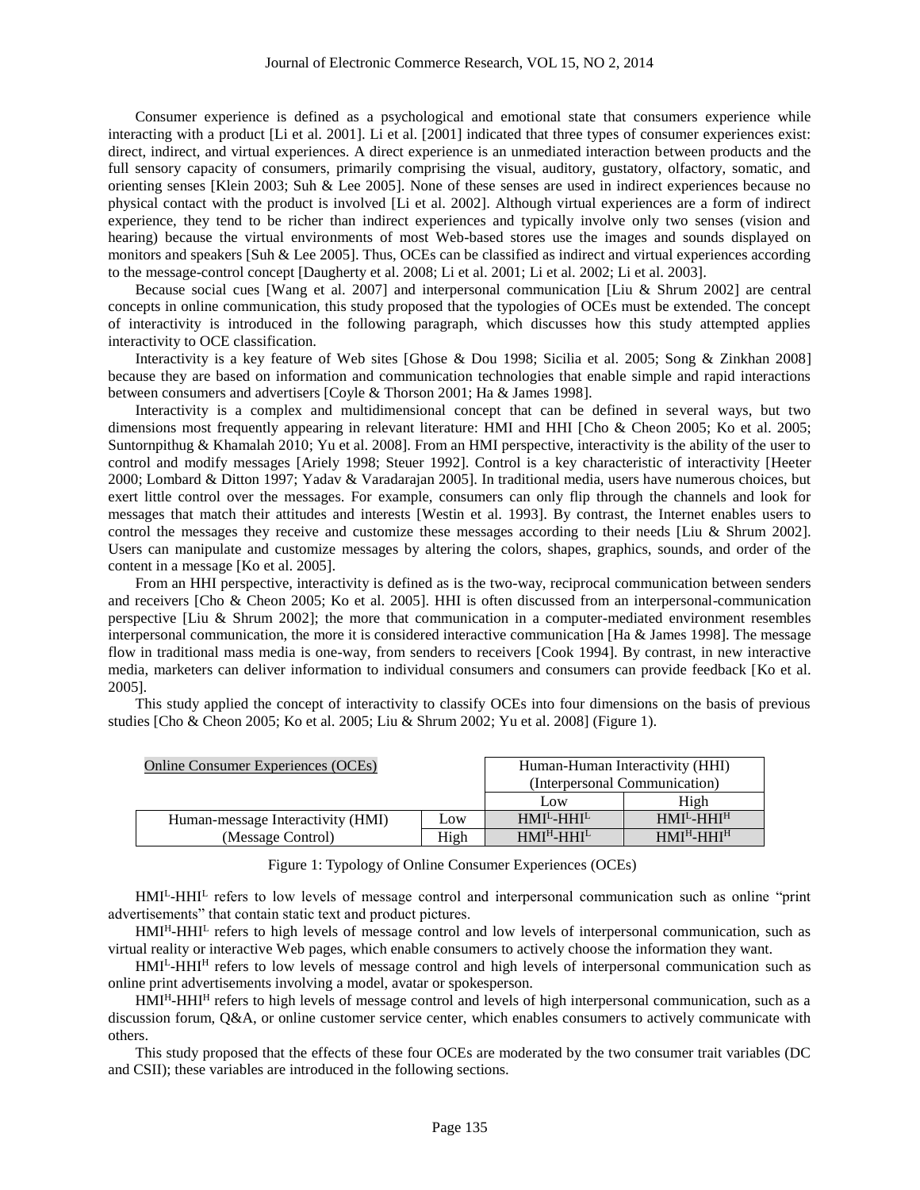Consumer experience is defined as a psychological and emotional state that consumers experience while interacting with a product [Li et al. 2001]. Li et al. [2001] indicated that three types of consumer experiences exist: direct, indirect, and virtual experiences. A direct experience is an unmediated interaction between products and the full sensory capacity of consumers, primarily comprising the visual, auditory, gustatory, olfactory, somatic, and orienting senses [Klein 2003; Suh & Lee 2005]. None of these senses are used in indirect experiences because no physical contact with the product is involved [Li et al. 2002]. Although virtual experiences are a form of indirect experience, they tend to be richer than indirect experiences and typically involve only two senses (vision and hearing) because the virtual environments of most Web-based stores use the images and sounds displayed on monitors and speakers [Suh & Lee 2005]. Thus, OCEs can be classified as indirect and virtual experiences according to the message-control concept [Daugherty et al. 2008; Li et al. 2001; Li et al. 2002; Li et al. 2003].

Because social cues [Wang et al. 2007] and interpersonal communication [Liu & Shrum 2002] are central concepts in online communication, this study proposed that the typologies of OCEs must be extended. The concept of interactivity is introduced in the following paragraph, which discusses how this study attempted applies interactivity to OCE classification.

Interactivity is a key feature of Web sites [Ghose & Dou 1998; Sicilia et al. 2005; Song & Zinkhan 2008] because they are based on information and communication technologies that enable simple and rapid interactions between consumers and advertisers [Coyle & Thorson 2001; Ha & James 1998].

Interactivity is a complex and multidimensional concept that can be defined in several ways, but two dimensions most frequently appearing in relevant literature: HMI and HHI [Cho & Cheon 2005; Ko et al. 2005; Suntornpithug & Khamalah 2010; Yu et al. 2008]. From an HMI perspective, interactivity is the ability of the user to control and modify messages [Ariely 1998; Steuer 1992]. Control is a key characteristic of interactivity [Heeter 2000; Lombard & Ditton 1997; Yadav & Varadarajan 2005]. In traditional media, users have numerous choices, but exert little control over the messages. For example, consumers can only flip through the channels and look for messages that match their attitudes and interests [Westin et al. 1993]. By contrast, the Internet enables users to control the messages they receive and customize these messages according to their needs [Liu & Shrum 2002]. Users can manipulate and customize messages by altering the colors, shapes, graphics, sounds, and order of the content in a message [Ko et al. 2005].

From an HHI perspective, interactivity is defined as is the two-way, reciprocal communication between senders and receivers [Cho & Cheon 2005; Ko et al. 2005]. HHI is often discussed from an interpersonal-communication perspective [Liu & Shrum 2002]; the more that communication in a computer-mediated environment resembles interpersonal communication, the more it is considered interactive communication [Ha & James 1998]. The message flow in traditional mass media is one-way, from senders to receivers [Cook 1994]. By contrast, in new interactive media, marketers can deliver information to individual consumers and consumers can provide feedback [Ko et al. 2005].

This study applied the concept of interactivity to classify OCEs into four dimensions on the basis of previous studies [Cho & Cheon 2005; Ko et al. 2005; Liu & Shrum 2002; Yu et al. 2008] (Figure 1).

| Online Consumer Experiences (OCEs) | | Human-Human Interactivity (HHI) (Interpersonal Communication) | |
|---|---|---|---|
| | | Low | High |
| Human-message Interactivity (HMI) (Message Control) | Low | $HMI^L$-$HHI^L$ | $HMI^L$-$HHI^H$ |
| | High | $HMI^H$-$HHI^L$ | $HMI^H$-$HHI^H$ |

Figure 1: Typology of Online Consumer Experiences (OCEs)

$HMI^L$-$HHI^L$ refers to low levels of message control and interpersonal communication such as online "print advertisements" that contain static text and product pictures.

$HMI^H$-$HHI^L$ refers to high levels of message control and low levels of interpersonal communication, such as virtual reality or interactive Web pages, which enable consumers to actively choose the information they want.

$HMI^L$-$HHI^H$ refers to low levels of message control and high levels of interpersonal communication such as online print advertisements involving a model, avatar or spokesperson.

$HMI^H$-$HHI^H$ refers to high levels of message control and levels of high interpersonal communication, such as a discussion forum, Q&A, or online customer service center, which enables consumers to actively communicate with others.

This study proposed that the effects of these four OCEs are moderated by the two consumer trait variables (DC and CSII); these variables are introduced in the following sections.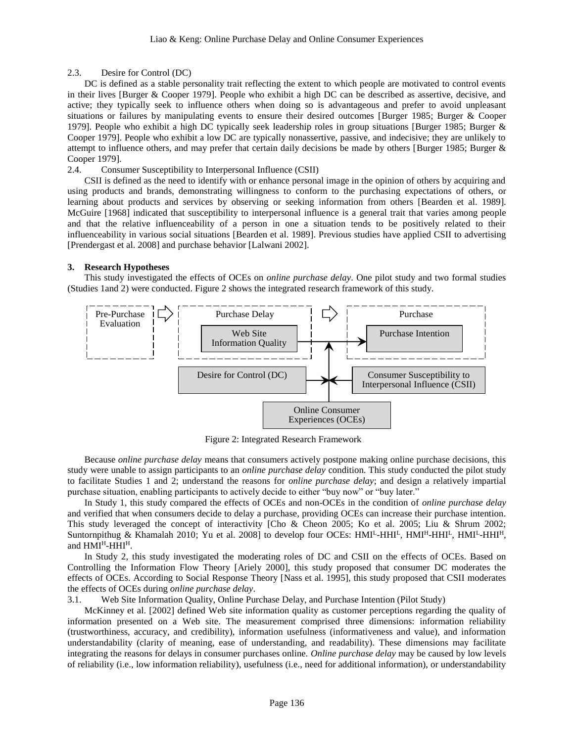### 2.3. Desire for Control (DC)

DC is defined as a stable personality trait reflecting the extent to which people are motivated to control events in their lives [Burger & Cooper 1979]. People who exhibit a high DC can be described as assertive, decisive, and active; they typically seek to influence others when doing so is advantageous and prefer to avoid unpleasant situations or failures by manipulating events to ensure their desired outcomes [Burger 1985; Burger & Cooper 1979]. People who exhibit a high DC typically seek leadership roles in group situations [Burger 1985; Burger & Cooper 1979]. People who exhibit a low DC are typically nonassertive, passive, and indecisive; they are unlikely to attempt to influence others, and may prefer that certain daily decisions be made by others [Burger 1985; Burger & Cooper 1979].

### 2.4. Consumer Susceptibility to Interpersonal Influence (CSII)

CSII is defined as the need to identify with or enhance personal image in the opinion of others by acquiring and using products and brands, demonstrating willingness to conform to the purchasing expectations of others, or learning about products and services by observing or seeking information from others [Bearden et al. 1989]. McGuire [1968] indicated that susceptibility to interpersonal influence is a general trait that varies among people and that the relative influenceability of a person in one a situation tends to be positively related to their influenceability in various social situations [Bearden et al. 1989]. Previous studies have applied CSII to advertising [Prendergast et al. 2008] and purchase behavior [Lalwani 2002].

## 3. Research Hypotheses

This study investigated the effects of OCEs on *online purchase delay*. One pilot study and two formal studies (Studies 1and 2) were conducted. Figure 2 shows the integrated research framework of this study.

Pre-Purchase Evaluation → Purchase Delay [Web Site Information Quality] → Purchase [Purchase Intention]

Desire for Control (DC); Consumer Susceptibility to Interpersonal Influence (CSII); Online Consumer Experiences (OCEs)

Figure 2: Integrated Research Framework

Because *online purchase delay* means that consumers actively postpone making online purchase decisions, this study were unable to assign participants to an *online purchase delay* condition. This study conducted the pilot study to facilitate Studies 1 and 2; understand the reasons for *online purchase delay*; and design a relatively impartial purchase situation, enabling participants to actively decide to either "buy now" or "buy later."

In Study 1, this study compared the effects of OCEs and non-OCEs in the condition of *online purchase delay* and verified that when consumers decide to delay a purchase, providing OCEs can increase their purchase intention. This study leveraged the concept of interactivity [Cho & Cheon 2005; Ko et al. 2005; Liu & Shrum 2002; Suntornpithug & Khamalah 2010; Yu et al. 2008] to develop four OCEs: $HMI^L$-$HHI^L$, $HMI^H$-$HHI^L$, $HMI^L$-$HHI^H$, and $HMI^H$-$HHI^H$.

In Study 2, this study investigated the moderating roles of DC and CSII on the effects of OCEs. Based on Controlling the Information Flow Theory [Ariely 2000], this study proposed that consumer DC moderates the effects of OCEs. According to Social Response Theory [Nass et al. 1995], this study proposed that CSII moderates the effects of OCEs during *online purchase delay*.

### 3.1. Web Site Information Quality, Online Purchase Delay, and Purchase Intention (Pilot Study)

McKinney et al. [2002] defined Web site information quality as customer perceptions regarding the quality of information presented on a Web site. The measurement comprised three dimensions: information reliability (trustworthiness, accuracy, and credibility), information usefulness (informativeness and value), and information understandability (clarity of meaning, ease of understanding, and readability). These dimensions may facilitate integrating the reasons for delays in consumer purchases online. *Online purchase delay* may be caused by low levels of reliability (i.e., low information reliability), usefulness (i.e., need for additional information), or understandability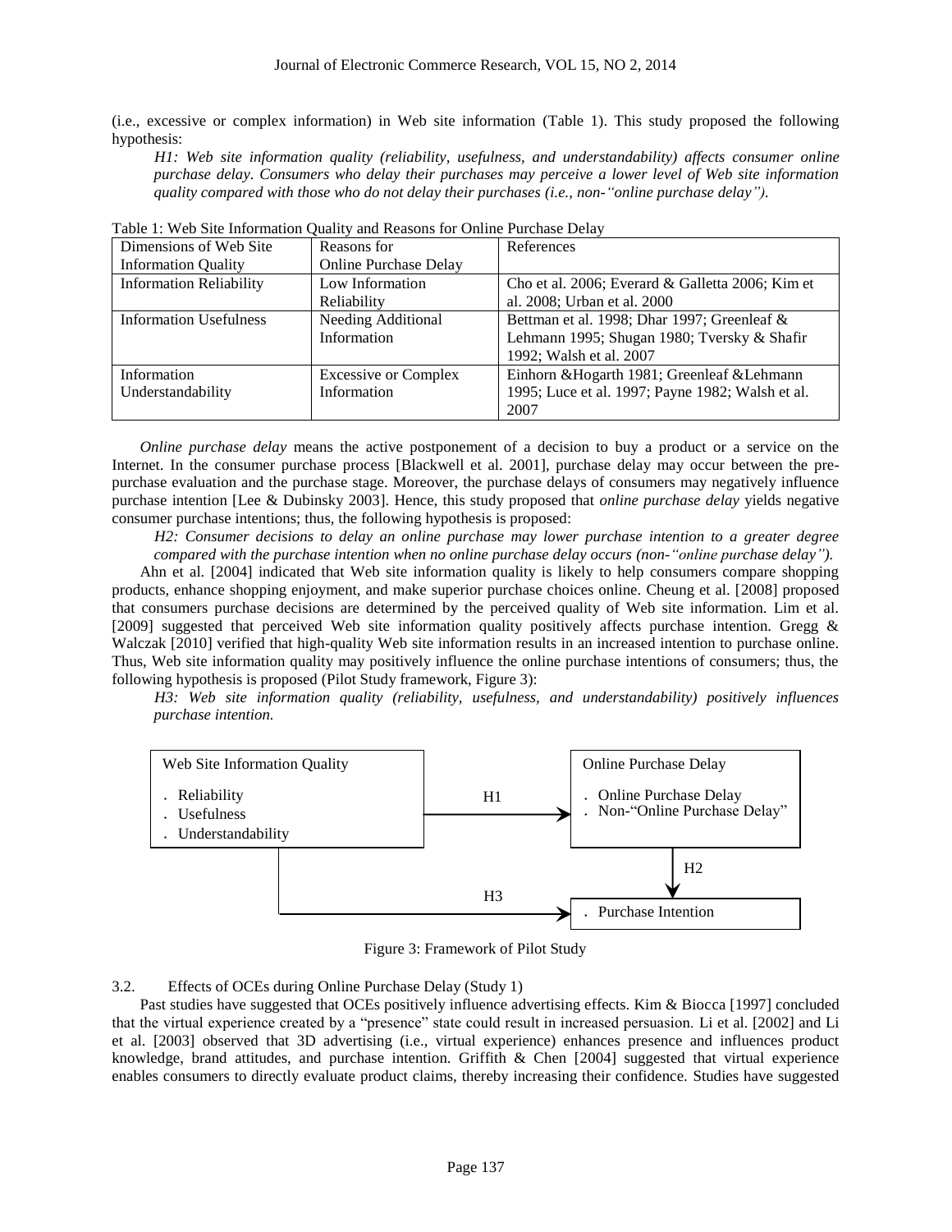(i.e., excessive or complex information) in Web site information (Table 1). This study proposed the following hypothesis:

*H1: Web site information quality (reliability, usefulness, and understandability) affects consumer online purchase delay. Consumers who delay their purchases may perceive a lower level of Web site information quality compared with those who do not delay their purchases (i.e., non-"online purchase delay").*

Table 1: Web Site Information Quality and Reasons for Online Purchase Delay

| Dimensions of Web Site Information Quality | Reasons for Online Purchase Delay | References |
|---|---|---|
| Information Reliability | Low Information Reliability | Cho et al. 2006; Everard & Galletta 2006; Kim et al. 2008; Urban et al. 2000 |
| Information Usefulness | Needing Additional Information | Bettman et al. 1998; Dhar 1997; Greenleaf & Lehmann 1995; Shugan 1980; Tversky & Shafir 1992; Walsh et al. 2007 |
| Information Understandability | Excessive or Complex Information | Einhorn &Hogarth 1981; Greenleaf &Lehmann 1995; Luce et al. 1997; Payne 1982; Walsh et al. 2007 |

*Online purchase delay* means the active postponement of a decision to buy a product or a service on the Internet. In the consumer purchase process [Blackwell et al. 2001], purchase delay may occur between the pre-purchase evaluation and the purchase stage. Moreover, the purchase delays of consumers may negatively influence purchase intention [Lee & Dubinsky 2003]. Hence, this study proposed that *online purchase delay* yields negative consumer purchase intentions; thus, the following hypothesis is proposed:

*H2: Consumer decisions to delay an online purchase may lower purchase intention to a greater degree compared with the purchase intention when no online purchase delay occurs (non-"online purchase delay").*

Ahn et al. [2004] indicated that Web site information quality is likely to help consumers compare shopping products, enhance shopping enjoyment, and make superior purchase choices online. Cheung et al. [2008] proposed that consumers purchase decisions are determined by the perceived quality of Web site information. Lim et al. [2009] suggested that perceived Web site information quality positively affects purchase intention. Gregg & Walczak [2010] verified that high-quality Web site information results in an increased intention to purchase online. Thus, Web site information quality may positively influence the online purchase intentions of consumers; thus, the following hypothesis is proposed (Pilot Study framework, Figure 3):

*H3: Web site information quality (reliability, usefulness, and understandability) positively influences purchase intention.*

Web Site Information Quality
. Reliability
. Usefulness
. Understandability

H1

Online Purchase Delay
. Online Purchase Delay
. Non-"Online Purchase Delay"

H2

H3

. Purchase Intention

Figure 3: Framework of Pilot Study

### 3.2. Effects of OCEs during Online Purchase Delay (Study 1)

Past studies have suggested that OCEs positively influence advertising effects. Kim & Biocca [1997] concluded that the virtual experience created by a "presence" state could result in increased persuasion. Li et al. [2002] and Li et al. [2003] observed that 3D advertising (i.e., virtual experience) enhances presence and influences product knowledge, brand attitudes, and purchase intention. Griffith & Chen [2004] suggested that virtual experience enables consumers to directly evaluate product claims, thereby increasing their confidence. Studies have suggested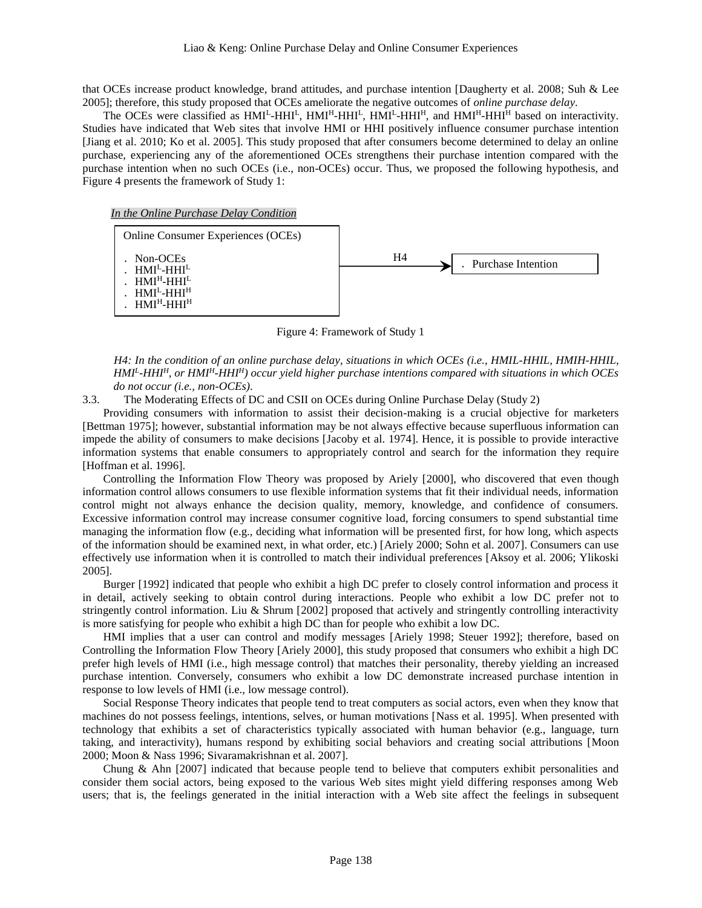that OCEs increase product knowledge, brand attitudes, and purchase intention [Daugherty et al. 2008; Suh & Lee 2005]; therefore, this study proposed that OCEs ameliorate the negative outcomes of *online purchase delay*.

The OCEs were classified as $HMI^L$-$HHI^L$, $HMI^H$-$HHI^L$, $HMI^L$-$HHI^H$, and $HMI^H$-$HHI^H$ based on interactivity. Studies have indicated that Web sites that involve HMI or HHI positively influence consumer purchase intention [Jiang et al. 2010; Ko et al. 2005]. This study proposed that after consumers become determined to delay an online purchase, experiencing any of the aforementioned OCEs strengthens their purchase intention compared with the purchase intention when no such OCEs (i.e., non-OCEs) occur. Thus, we proposed the following hypothesis, and Figure 4 presents the framework of Study 1:

*In the Online Purchase Delay Condition*

Online Consumer Experiences (OCEs)
- Non-OCEs
- $HMI^L$-$HHI^L$
- $HMI^H$-$HHI^L$
- $HMI^L$-$HHI^H$
- $HMI^H$-$HHI^H$

→ H4 →

- Purchase Intention

Figure 4: Framework of Study 1

*H4: In the condition of an online purchase delay, situations in which OCEs (i.e., HMIL-HHIL, HMIH-HHIL, $HMI^L$-$HHI^H$, or $HMI^H$-$HHI^H$) occur yield higher purchase intentions compared with situations in which OCEs do not occur (i.e., non-OCEs).*

3.3. The Moderating Effects of DC and CSII on OCEs during Online Purchase Delay (Study 2)

Providing consumers with information to assist their decision-making is a crucial objective for marketers [Bettman 1975]; however, substantial information may be not always effective because superfluous information can impede the ability of consumers to make decisions [Jacoby et al. 1974]. Hence, it is possible to provide interactive information systems that enable consumers to appropriately control and search for the information they require [Hoffman et al. 1996].

Controlling the Information Flow Theory was proposed by Ariely [2000], who discovered that even though information control allows consumers to use flexible information systems that fit their individual needs, information control might not always enhance the decision quality, memory, knowledge, and confidence of consumers. Excessive information control may increase consumer cognitive load, forcing consumers to spend substantial time managing the information flow (e.g., deciding what information will be presented first, for how long, which aspects of the information should be examined next, in what order, etc.) [Ariely 2000; Sohn et al. 2007]. Consumers can use effectively use information when it is controlled to match their individual preferences [Aksoy et al. 2006; Ylikoski 2005].

Burger [1992] indicated that people who exhibit a high DC prefer to closely control information and process it in detail, actively seeking to obtain control during interactions. People who exhibit a low DC prefer not to stringently control information. Liu & Shrum [2002] proposed that actively and stringently controlling interactivity is more satisfying for people who exhibit a high DC than for people who exhibit a low DC.

HMI implies that a user can control and modify messages [Ariely 1998; Steuer 1992]; therefore, based on Controlling the Information Flow Theory [Ariely 2000], this study proposed that consumers who exhibit a high DC prefer high levels of HMI (i.e., high message control) that matches their personality, thereby yielding an increased purchase intention. Conversely, consumers who exhibit a low DC demonstrate increased purchase intention in response to low levels of HMI (i.e., low message control).

Social Response Theory indicates that people tend to treat computers as social actors, even when they know that machines do not possess feelings, intentions, selves, or human motivations [Nass et al. 1995]. When presented with technology that exhibits a set of characteristics typically associated with human behavior (e.g., language, turn taking, and interactivity), humans respond by exhibiting social behaviors and creating social attributions [Moon 2000; Moon & Nass 1996; Sivaramakrishnan et al. 2007].

Chung & Ahn [2007] indicated that because people tend to believe that computers exhibit personalities and consider them social actors, being exposed to the various Web sites might yield differing responses among Web users; that is, the feelings generated in the initial interaction with a Web site affect the feelings in subsequent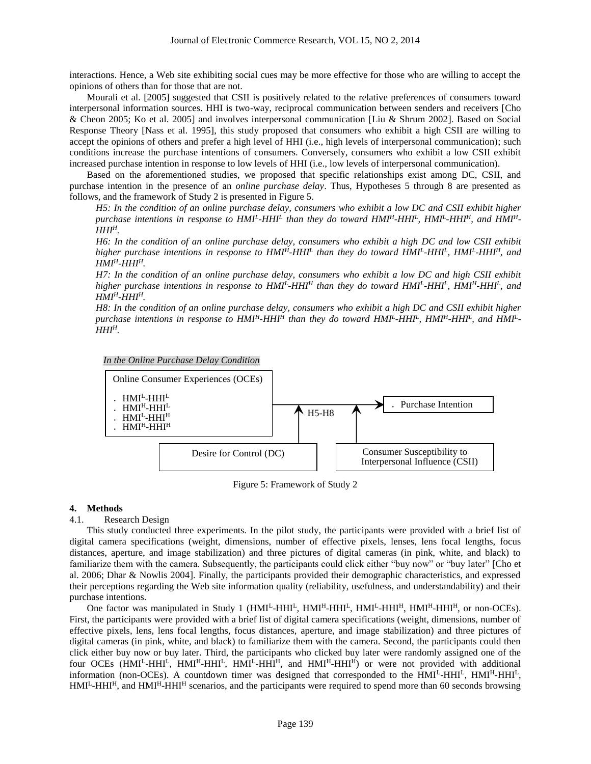interactions. Hence, a Web site exhibiting social cues may be more effective for those who are willing to accept the opinions of others than for those that are not.

Mourali et al. [2005] suggested that CSII is positively related to the relative preferences of consumers toward interpersonal information sources. HHI is two-way, reciprocal communication between senders and receivers [Cho & Cheon 2005; Ko et al. 2005] and involves interpersonal communication [Liu & Shrum 2002]. Based on Social Response Theory [Nass et al. 1995], this study proposed that consumers who exhibit a high CSII are willing to accept the opinions of others and prefer a high level of HHI (i.e., high levels of interpersonal communication); such conditions increase the purchase intentions of consumers. Conversely, consumers who exhibit a low CSII exhibit increased purchase intention in response to low levels of HHI (i.e., low levels of interpersonal communication).

Based on the aforementioned studies, we proposed that specific relationships exist among DC, CSII, and purchase intention in the presence of an *online purchase delay*. Thus, Hypotheses 5 through 8 are presented as follows, and the framework of Study 2 is presented in Figure 5.

*H5: In the condition of an online purchase delay, consumers who exhibit a low DC and CSII exhibit higher purchase intentions in response to $HMI^L$-$HHI^L$ than they do toward $HMI^H$-$HHI^L$, $HMI^L$-$HHI^H$, and $HMI^H$-$HHI^H$.*

*H6: In the condition of an online purchase delay, consumers who exhibit a high DC and low CSII exhibit higher purchase intentions in response to $HMI^H$-$HHI^L$ than they do toward $HMI^L$-$HHI^L$, $HMI^L$-$HHI^H$, and $HMI^H$-$HHI^H$.*

*H7: In the condition of an online purchase delay, consumers who exhibit a low DC and high CSII exhibit higher purchase intentions in response to $HMI^L$-$HHI^H$ than they do toward $HMI^L$-$HHI^L$, $HMI^H$-$HHI^L$, and $HMI^H$-$HHI^H$.*

*H8: In the condition of an online purchase delay, consumers who exhibit a high DC and CSII exhibit higher purchase intentions in response to $HMI^H$-$HHI^H$ than they do toward $HMI^L$-$HHI^L$, $HMI^H$-$HHI^L$, and $HMI^L$-$HHI^H$.*

*In the Online Purchase Delay Condition*

Online Consumer Experiences (OCEs)
- $HMI^L$-$HHI^L$
- $HMI^H$-$HHI^L$
- $HMI^L$-$HHI^H$
- $HMI^H$-$HHI^H$

H5-H8 → Purchase Intention

Desire for Control (DC) | Consumer Susceptibility to Interpersonal Influence (CSII)

Figure 5: Framework of Study 2

## 4. Methods

### 4.1. Research Design

This study conducted three experiments. In the pilot study, the participants were provided with a brief list of digital camera specifications (weight, dimensions, number of effective pixels, lenses, lens focal lengths, focus distances, aperture, and image stabilization) and three pictures of digital cameras (in pink, white, and black) to familiarize them with the camera. Subsequently, the participants could click either "buy now" or "buy later" [Cho et al. 2006; Dhar & Nowlis 2004]. Finally, the participants provided their demographic characteristics, and expressed their perceptions regarding the Web site information quality (reliability, usefulness, and understandability) and their purchase intentions.

One factor was manipulated in Study 1 ($HMI^L$-$HHI^L$, $HMI^H$-$HHI^L$, $HMI^L$-$HHI^H$, $HMI^H$-$HHI^H$, or non-OCEs). First, the participants were provided with a brief list of digital camera specifications (weight, dimensions, number of effective pixels, lens, lens focal lengths, focus distances, aperture, and image stabilization) and three pictures of digital cameras (in pink, white, and black) to familiarize them with the camera. Second, the participants could then click either buy now or buy later. Third, the participants who clicked buy later were randomly assigned one of the four OCEs ($HMI^L$-$HHI^L$, $HMI^H$-$HHI^L$, $HMI^L$-$HHI^H$, and $HMI^H$-$HHI^H$) or were not provided with additional information (non-OCEs). A countdown timer was designed that corresponded to the $HMI^L$-$HHI^L$, $HMI^H$-$HHI^L$, $HMI^L$-$HHI^H$, and $HMI^H$-$HHI^H$ scenarios, and the participants were required to spend more than 60 seconds browsing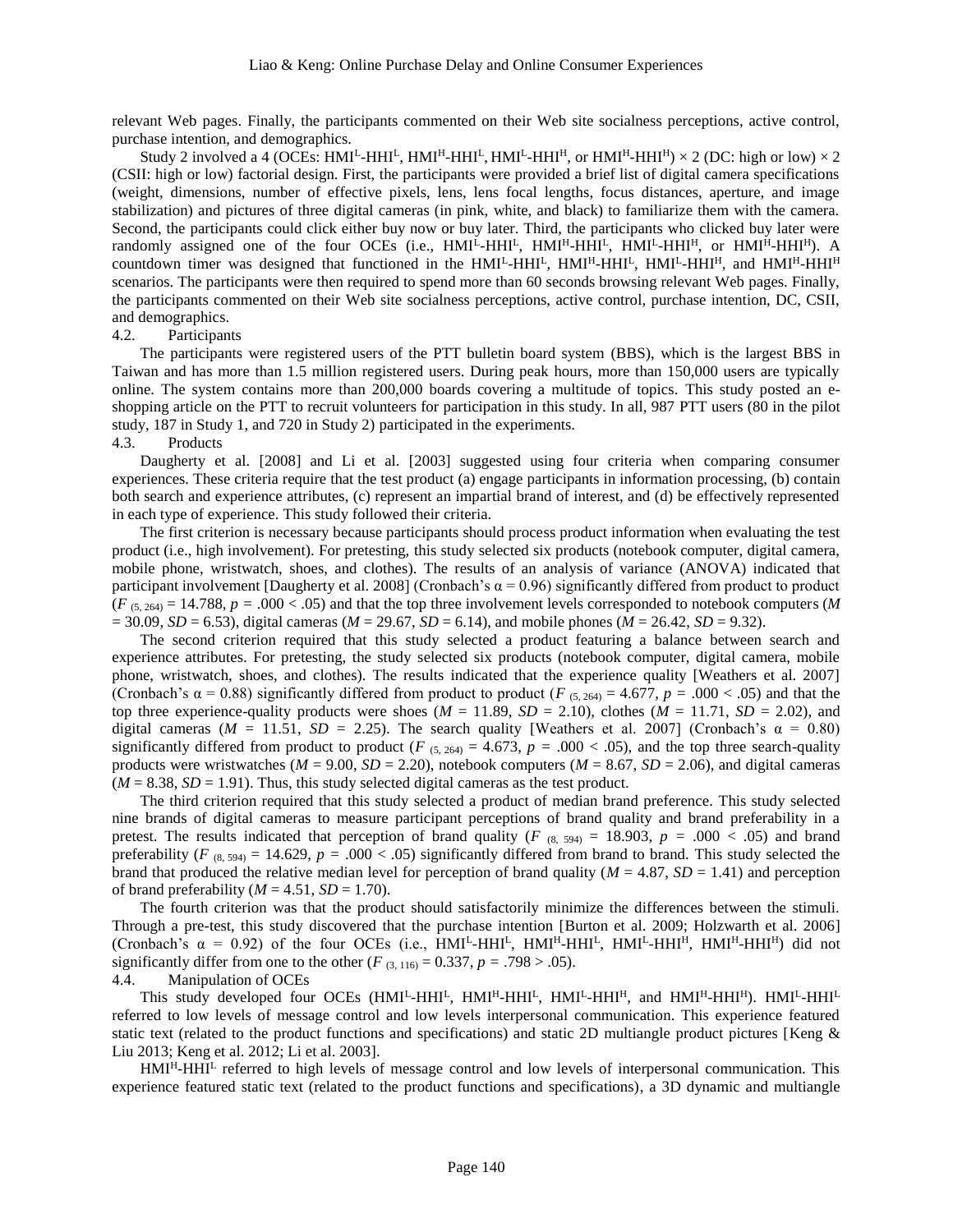relevant Web pages. Finally, the participants commented on their Web site socialness perceptions, active control, purchase intention, and demographics.

Study 2 involved a 4 (OCEs: $HMI^L$-$HHI^L$, $HMI^H$-$HHI^L$, $HMI^L$-$HHI^H$, or $HMI^H$-$HHI^H$) × 2 (DC: high or low) × 2 (CSII: high or low) factorial design. First, the participants were provided a brief list of digital camera specifications (weight, dimensions, number of effective pixels, lens, lens focal lengths, focus distances, aperture, and image stabilization) and pictures of three digital cameras (in pink, white, and black) to familiarize them with the camera. Second, the participants could click either buy now or buy later. Third, the participants who clicked buy later were randomly assigned one of the four OCEs (i.e., $HMI^L$-$HHI^L$, $HMI^H$-$HHI^L$, $HMI^L$-$HHI^H$, or $HMI^H$-$HHI^H$). A countdown timer was designed that functioned in the $HMI^L$-$HHI^L$, $HMI^H$-$HHI^L$, $HMI^L$-$HHI^H$, and $HMI^H$-$HHI^H$ scenarios. The participants were then required to spend more than 60 seconds browsing relevant Web pages. Finally, the participants commented on their Web site socialness perceptions, active control, purchase intention, DC, CSII, and demographics.

### 4.2. Participants

The participants were registered users of the PTT bulletin board system (BBS), which is the largest BBS in Taiwan and has more than 1.5 million registered users. During peak hours, more than 150,000 users are typically online. The system contains more than 200,000 boards covering a multitude of topics. This study posted an e-shopping article on the PTT to recruit volunteers for participation in this study. In all, 987 PTT users (80 in the pilot study, 187 in Study 1, and 720 in Study 2) participated in the experiments.

### 4.3. Products

Daugherty et al. [2008] and Li et al. [2003] suggested using four criteria when comparing consumer experiences. These criteria require that the test product (a) engage participants in information processing, (b) contain both search and experience attributes, (c) represent an impartial brand of interest, and (d) be effectively represented in each type of experience. This study followed their criteria.

The first criterion is necessary because participants should process product information when evaluating the test product (i.e., high involvement). For pretesting, this study selected six products (notebook computer, digital camera, mobile phone, wristwatch, shoes, and clothes). The results of an analysis of variance (ANOVA) indicated that participant involvement [Daugherty et al. 2008] (Cronbach's $\alpha = 0.96$) significantly differed from product to product ($F_{(5, 264)} = 14.788$, $p = .000 < .05$) and that the top three involvement levels corresponded to notebook computers ($M = 30.09$, $SD = 6.53$), digital cameras ($M = 29.67$, $SD = 6.14$), and mobile phones ($M = 26.42$, $SD = 9.32$).

The second criterion required that this study selected a product featuring a balance between search and experience attributes. For pretesting, the study selected six products (notebook computer, digital camera, mobile phone, wristwatch, shoes, and clothes). The results indicated that the experience quality [Weathers et al. 2007] (Cronbach's $\alpha = 0.88$) significantly differed from product to product ($F_{(5, 264)} = 4.677$, $p = .000 < .05$) and that the top three experience-quality products were shoes ($M = 11.89$, $SD = 2.10$), clothes ($M = 11.71$, $SD = 2.02$), and digital cameras ($M = 11.51$, $SD = 2.25$). The search quality [Weathers et al. 2007] (Cronbach's $\alpha = 0.80$) significantly differed from product to product ($F_{(5, 264)} = 4.673$, $p = .000 < .05$), and the top three search-quality products were wristwatches ($M = 9.00$, $SD = 2.20$), notebook computers ($M = 8.67$, $SD = 2.06$), and digital cameras ($M = 8.38$, $SD = 1.91$). Thus, this study selected digital cameras as the test product.

The third criterion required that this study selected a product of median brand preference. This study selected nine brands of digital cameras to measure participant perceptions of brand quality and brand preferability in a pretest. The results indicated that perception of brand quality ($F_{(8, 594)} = 18.903$, $p = .000 < .05$) and brand preferability ($F_{(8, 594)} = 14.629$, $p = .000 < .05$) significantly differed from brand to brand. This study selected the brand that produced the relative median level for perception of brand quality ($M = 4.87$, $SD = 1.41$) and perception of brand preferability ($M = 4.51$, $SD = 1.70$).

The fourth criterion was that the product should satisfactorily minimize the differences between the stimuli. Through a pre-test, this study discovered that the purchase intention [Burton et al. 2009; Holzwarth et al. 2006] (Cronbach's $\alpha = 0.92$) of the four OCEs (i.e., $HMI^L$-$HHI^L$, $HMI^H$-$HHI^L$, $HMI^L$-$HHI^H$, $HMI^H$-$HHI^H$) did not significantly differ from one to the other ($F_{(3, 116)} = 0.337$, $p = .798 > .05$).

### 4.4. Manipulation of OCEs

This study developed four OCEs ($HMI^L$-$HHI^L$, $HMI^H$-$HHI^L$, $HMI^L$-$HHI^H$, and $HMI^H$-$HHI^H$). $HMI^L$-$HHI^L$ referred to low levels of message control and low levels interpersonal communication. This experience featured static text (related to the product functions and specifications) and static 2D multiangle product pictures [Keng & Liu 2013; Keng et al. 2012; Li et al. 2003].

$HMI^H$-$HHI^L$ referred to high levels of message control and low levels of interpersonal communication. This experience featured static text (related to the product functions and specifications), a 3D dynamic and multiangle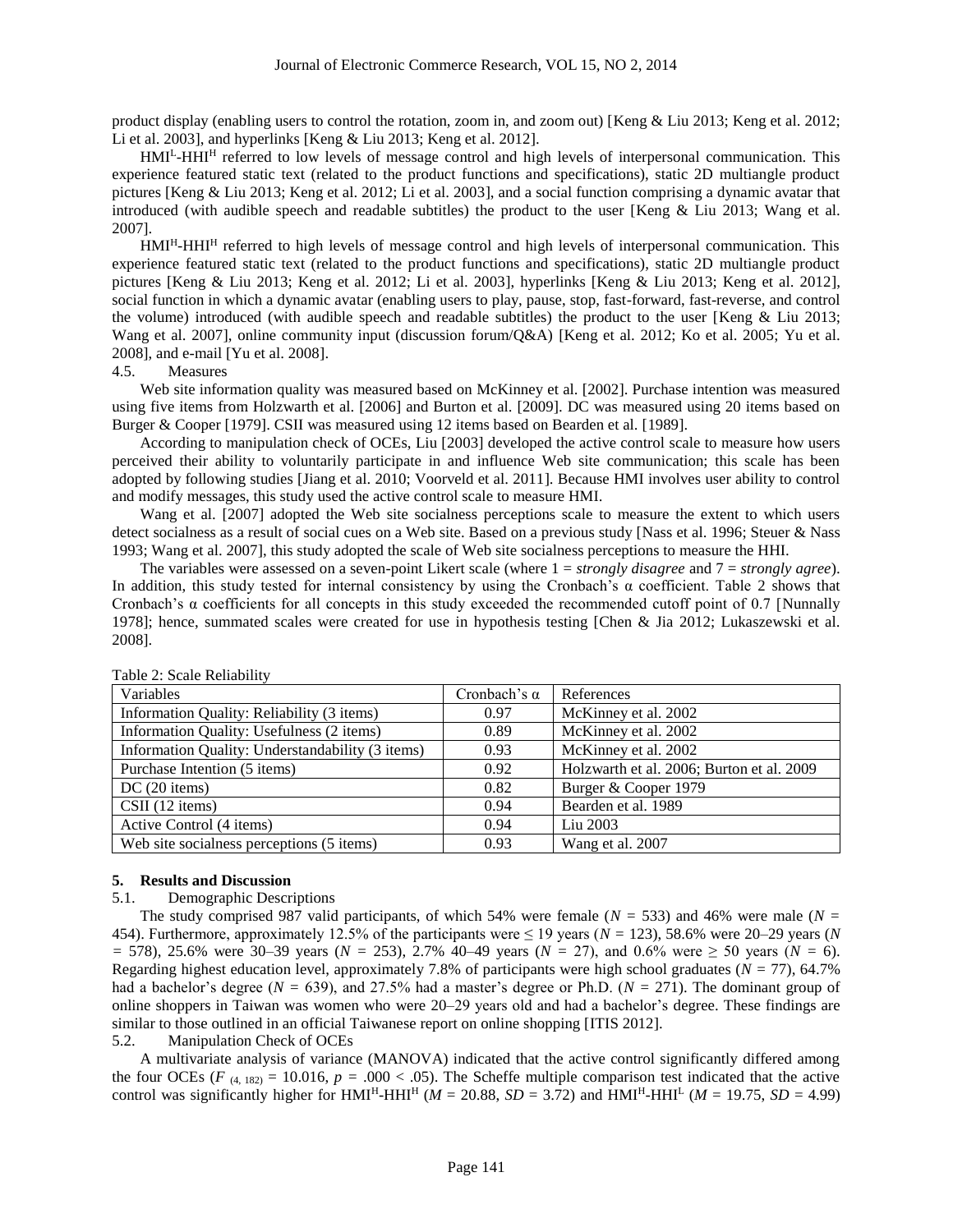product display (enabling users to control the rotation, zoom in, and zoom out) [Keng & Liu 2013; Keng et al. 2012; Li et al. 2003], and hyperlinks [Keng & Liu 2013; Keng et al. 2012].

$HMI^{L}$-$HHI^{H}$ referred to low levels of message control and high levels of interpersonal communication. This experience featured static text (related to the product functions and specifications), static 2D multiangle product pictures [Keng & Liu 2013; Keng et al. 2012; Li et al. 2003], and a social function comprising a dynamic avatar that introduced (with audible speech and readable subtitles) the product to the user [Keng & Liu 2013; Wang et al. 2007].

$HMI^{H}$-$HHI^{H}$ referred to high levels of message control and high levels of interpersonal communication. This experience featured static text (related to the product functions and specifications), static 2D multiangle product pictures [Keng & Liu 2013; Keng et al. 2012; Li et al. 2003], hyperlinks [Keng & Liu 2013; Keng et al. 2012], social function in which a dynamic avatar (enabling users to play, pause, stop, fast-forward, fast-reverse, and control the volume) introduced (with audible speech and readable subtitles) the product to the user [Keng & Liu 2013; Wang et al. 2007], online community input (discussion forum/Q&A) [Keng et al. 2012; Ko et al. 2005; Yu et al. 2008], and e-mail [Yu et al. 2008].

### 4.5. Measures

Web site information quality was measured based on McKinney et al. [2002]. Purchase intention was measured using five items from Holzwarth et al. [2006] and Burton et al. [2009]. DC was measured using 20 items based on Burger & Cooper [1979]. CSII was measured using 12 items based on Bearden et al. [1989].

According to manipulation check of OCEs, Liu [2003] developed the active control scale to measure how users perceived their ability to voluntarily participate in and influence Web site communication; this scale has been adopted by following studies [Jiang et al. 2010; Voorveld et al. 2011]. Because HMI involves user ability to control and modify messages, this study used the active control scale to measure HMI.

Wang et al. [2007] adopted the Web site socialness perceptions scale to measure the extent to which users detect socialness as a result of social cues on a Web site. Based on a previous study [Nass et al. 1996; Steuer & Nass 1993; Wang et al. 2007], this study adopted the scale of Web site socialness perceptions to measure the HHI.

The variables were assessed on a seven-point Likert scale (where 1 = *strongly disagree* and 7 = *strongly agree*). In addition, this study tested for internal consistency by using the Cronbach's α coefficient. Table 2 shows that Cronbach's α coefficients for all concepts in this study exceeded the recommended cutoff point of 0.7 [Nunnally 1978]; hence, summated scales were created for use in hypothesis testing [Chen & Jia 2012; Lukaszewski et al. 2008].

Table 2: Scale Reliability

| Variables | Cronbach's α | References |
|---|---|---|
| Information Quality: Reliability (3 items) | 0.97 | McKinney et al. 2002 |
| Information Quality: Usefulness (2 items) | 0.89 | McKinney et al. 2002 |
| Information Quality: Understandability (3 items) | 0.93 | McKinney et al. 2002 |
| Purchase Intention (5 items) | 0.92 | Holzwarth et al. 2006; Burton et al. 2009 |
| DC (20 items) | 0.82 | Burger & Cooper 1979 |
| CSII (12 items) | 0.94 | Bearden et al. 1989 |
| Active Control (4 items) | 0.94 | Liu 2003 |
| Web site socialness perceptions (5 items) | 0.93 | Wang et al. 2007 |

## 5. Results and Discussion

### 5.1. Demographic Descriptions

The study comprised 987 valid participants, of which 54% were female ($N$ = 533) and 46% were male ($N$ = 454). Furthermore, approximately 12.5% of the participants were ≤ 19 years ($N$ = 123), 58.6% were 20–29 years ($N$ = 578), 25.6% were 30–39 years ($N$ = 253), 2.7% 40–49 years ($N$ = 27), and 0.6% were ≥ 50 years ($N$ = 6). Regarding highest education level, approximately 7.8% of participants were high school graduates ($N$ = 77), 64.7% had a bachelor's degree ($N$ = 639), and 27.5% had a master's degree or Ph.D. ($N$ = 271). The dominant group of online shoppers in Taiwan was women who were 20–29 years old and had a bachelor's degree. These findings are similar to those outlined in an official Taiwanese report on online shopping [ITIS 2012].

### 5.2. Manipulation Check of OCEs

A multivariate analysis of variance (MANOVA) indicated that the active control significantly differed among the four OCEs ($F_{(4,\ 182)} = 10.016$, $p = .000 < .05$). The Scheffe multiple comparison test indicated that the active control was significantly higher for $HMI^{H}$-$HHI^{H}$ ($M$ = 20.88, $SD$ = 3.72) and $HMI^{H}$-$HHI^{L}$ ($M$ = 19.75, $SD$ = 4.99)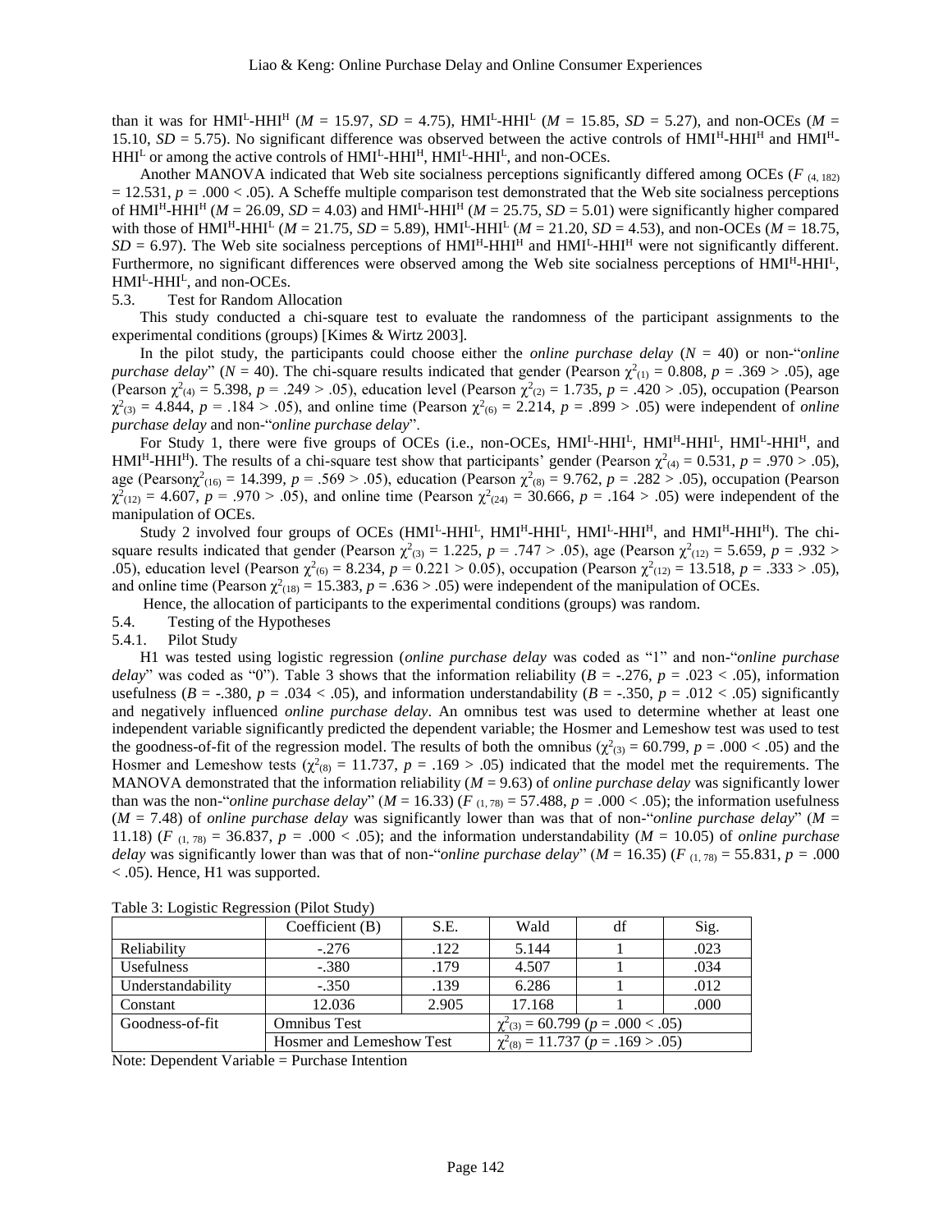than it was for $HMI^L$-$HHI^H$ ($M$ = 15.97, $SD$ = 4.75), $HMI^L$-$HHI^L$ ($M$ = 15.85, $SD$ = 5.27), and non-OCEs ($M$ = 15.10, $SD$ = 5.75). No significant difference was observed between the active controls of $HMI^H$-$HHI^H$ and $HMI^H$-$HHI^L$ or among the active controls of $HMI^L$-$HHI^H$, $HMI^L$-$HHI^L$, and non-OCEs.

Another MANOVA indicated that Web site socialness perceptions significantly differed among OCEs ($F_{(4, 182)} = 12.531$, $p = .000 < .05$). A Scheffe multiple comparison test demonstrated that the Web site socialness perceptions of $HMI^H$-$HHI^H$ ($M$ = 26.09, $SD$ = 4.03) and $HMI^L$-$HHI^H$ ($M$ = 25.75, $SD$ = 5.01) were significantly higher compared with those of $HMI^H$-$HHI^L$ ($M$ = 21.75, $SD$ = 5.89), $HMI^L$-$HHI^L$ ($M$ = 21.20, $SD$ = 4.53), and non-OCEs ($M$ = 18.75, $SD$ = 6.97). The Web site socialness perceptions of $HMI^H$-$HHI^H$ and $HMI^L$-$HHI^H$ were not significantly different. Furthermore, no significant differences were observed among the Web site socialness perceptions of $HMI^H$-$HHI^L$, $HMI^L$-$HHI^L$, and non-OCEs.

### 5.3. Test for Random Allocation

This study conducted a chi-square test to evaluate the randomness of the participant assignments to the experimental conditions (groups) [Kimes & Wirtz 2003].

In the pilot study, the participants could choose either the *online purchase delay* ($N$ = 40) or non-"*online purchase delay*" ($N$ = 40). The chi-square results indicated that gender (Pearson $\chi^2_{(1)} = 0.808$, $p = .369 > .05$), age (Pearson $\chi^2_{(4)} = 5.398$, $p = .249 > .05$), education level (Pearson $\chi^2_{(2)} = 1.735$, $p = .420 > .05$), occupation (Pearson $\chi^2_{(3)} = 4.844$, $p = .184 > .05$), and online time (Pearson $\chi^2_{(6)} = 2.214$, $p = .899 > .05$) were independent of *online purchase delay* and non-"*online purchase delay*".

For Study 1, there were five groups of OCEs (i.e., non-OCEs, $HMI^L$-$HHI^L$, $HMI^H$-$HHI^L$, $HMI^L$-$HHI^H$, and $HMI^H$-$HHI^H$). The results of a chi-square test show that participants' gender (Pearson $\chi^2_{(4)} = 0.531$, $p = .970 > .05$), age (Pearson $\chi^2_{(16)} = 14.399$, $p = .569 > .05$), education (Pearson $\chi^2_{(8)} = 9.762$, $p = .282 > .05$), occupation (Pearson $\chi^2_{(12)} = 4.607$, $p = .970 > .05$), and online time (Pearson $\chi^2_{(24)} = 30.666$, $p = .164 > .05$) were independent of the manipulation of OCEs.

Study 2 involved four groups of OCEs ($HMI^L$-$HHI^L$, $HMI^H$-$HHI^L$, $HMI^L$-$HHI^H$, and $HMI^H$-$HHI^H$). The chi-square results indicated that gender (Pearson $\chi^2_{(3)} = 1.225$, $p = .747 > .05$), age (Pearson $\chi^2_{(12)} = 5.659$, $p = .932 > .05$), education level (Pearson $\chi^2_{(6)} = 8.234$, $p = 0.221 > 0.05$), occupation (Pearson $\chi^2_{(12)} = 13.518$, $p = .333 > .05$), and online time (Pearson $\chi^2_{(18)} = 15.383$, $p = .636 > .05$) were independent of the manipulation of OCEs.

Hence, the allocation of participants to the experimental conditions (groups) was random.

### 5.4. Testing of the Hypotheses

#### 5.4.1. Pilot Study

H1 was tested using logistic regression (*online purchase delay* was coded as "1" and non-"*online purchase delay*" was coded as "0"). Table 3 shows that the information reliability ($B$ = -.276, $p = .023 < .05$), information usefulness ($B$ = -.380, $p = .034 < .05$), and information understandability ($B$ = -.350, $p = .012 < .05$) significantly and negatively influenced *online purchase delay*. An omnibus test was used to determine whether at least one independent variable significantly predicted the dependent variable; the Hosmer and Lemeshow test was used to test the goodness-of-fit of the regression model. The results of both the omnibus ($\chi^2_{(3)} = 60.799$, $p = .000 < .05$) and the Hosmer and Lemeshow tests ($\chi^2_{(8)} = 11.737$, $p = .169 > .05$) indicated that the model met the requirements. The MANOVA demonstrated that the information reliability ($M$ = 9.63) of *online purchase delay* was significantly lower than was the non-"*online purchase delay*" ($M$ = 16.33) ($F_{(1, 78)} = 57.488$, $p = .000 < .05$); the information usefulness ($M$ = 7.48) of *online purchase delay* was significantly lower than was that of non-"*online purchase delay*" ($M$ = 11.18) ($F_{(1, 78)} = 36.837$, $p = .000 < .05$); and the information understandability ($M$ = 10.05) of *online purchase delay* was significantly lower than was that of non-"*online purchase delay*" ($M$ = 16.35) ($F_{(1, 78)} = 55.831$, $p = .000 < .05$). Hence, H1 was supported.

Table 3: Logistic Regression (Pilot Study)

| | Coefficient (B) | S.E. | Wald | df | Sig. |
|---|---|---|---|---|---|
| Reliability | -.276 | .122 | 5.144 | 1 | .023 |
| Usefulness | -.380 | .179 | 4.507 | 1 | .034 |
| Understandability | -.350 | .139 | 6.286 | 1 | .012 |
| Constant | 12.036 | 2.905 | 17.168 | 1 | .000 |
| Goodness-of-fit | Omnibus Test | | $\chi^2_{(3)} = 60.799$ ($p = .000 < .05$) | | |
| | Hosmer and Lemeshow Test | | $\chi^2_{(8)} = 11.737$ ($p = .169 > .05$) | | |

Note: Dependent Variable = Purchase Intention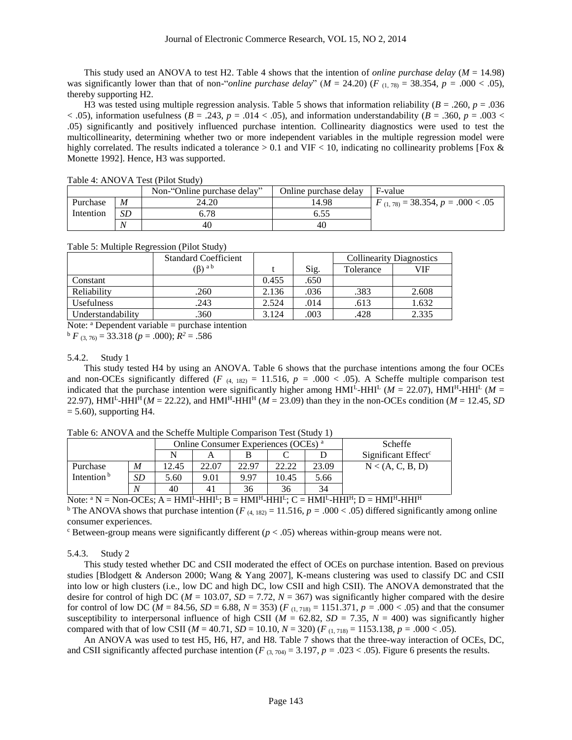This study used an ANOVA to test H2. Table 4 shows that the intention of *online purchase delay* ($M$ = 14.98) was significantly lower than that of non-"*online purchase delay*" ($M$ = 24.20) ($F_{(1, 78)} = 38.354$, $p$ = .000 < .05), thereby supporting H2.

H3 was tested using multiple regression analysis. Table 5 shows that information reliability ($B$ = .260, $p$ = .036 < .05), information usefulness ($B$ = .243, $p$ = .014 < .05), and information understandability ($B$ = .360, $p$ = .003 < .05) significantly and positively influenced purchase intention. Collinearity diagnostics were used to test the multicollinearity, determining whether two or more independent variables in the multiple regression model were highly correlated. The results indicated a tolerance > 0.1 and VIF < 10, indicating no collinearity problems [Fox & Monette 1992]. Hence, H3 was supported.

Table 4: ANOVA Test (Pilot Study)

| | | Non-"Online purchase delay" | Online purchase delay | F-value |
|---|---|---|---|---|
| Purchase Intention | $M$ | 24.20 | 14.98 | $F_{(1, 78)} = 38.354$, $p$ = .000 < .05 |
| | $SD$ | 6.78 | 6.55 | |
| | $N$ | 40 | 40 | |

Table 5: Multiple Regression (Pilot Study)

| | Standard Coefficient (β) [a b] | t | Sig. | Collinearity Diagnostics | |
|---|---|---|---|---|---|
| | | | | Tolerance | VIF |
| Constant | | 0.455 | .650 | | |
| Reliability | .260 | 2.136 | .036 | .383 | 2.608 |
| Usefulness | .243 | 2.524 | .014 | .613 | 1.632 |
| Understandability | .360 | 3.124 | .003 | .428 | 2.335 |

Note: [a] Dependent variable = purchase intention

[b] $F_{(3, 76)} = 33.318$ ($p$ = .000); $R^2$ = .586

### 5.4.2. Study 1

This study tested H4 by using an ANOVA. Table 6 shows that the purchase intentions among the four OCEs and non-OCEs significantly differed ($F_{(4, 182)} = 11.516$, $p$ = .000 < .05). A Scheffe multiple comparison test indicated that the purchase intention were significantly higher among $HMI^L$-$HHI^L$ ($M$ = 22.07), $HMI^H$-$HHI^L$ ($M$ = 22.97), $HMI^L$-$HHI^H$ ($M$ = 22.22), and $HMI^H$-$HHI^H$ ($M$ = 23.09) than they in the non-OCEs condition ($M$ = 12.45, $SD$ = 5.60), supporting H4.

Table 6: ANOVA and the Scheffe Multiple Comparison Test (Study 1)

| | | Online Consumer Experiences (OCEs) [a] | | | | | Scheffe Significant Effect[c] |
|---|---|---|---|---|---|---|---|
| | | N | A | B | C | D | |
| Purchase Intention [b] | $M$ | 12.45 | 22.07 | 22.97 | 22.22 | 23.09 | N < (A, C, B, D) |
| | $SD$ | 5.60 | 9.01 | 9.97 | 10.45 | 5.66 | |
| | $N$ | 40 | 41 | 36 | 36 | 34 | |

Note: [a] N = Non-OCEs; A = $HMI^L$-$HHI^L$; B = $HMI^H$-$HHI^L$; C = $HMI^L$-$HHI^H$; D = $HMI^H$-$HHI^H$

[b] The ANOVA shows that purchase intention ($F_{(4, 182)} = 11.516$, $p$ = .000 < .05) differed significantly among online consumer experiences.

[c] Between-group means were significantly different ($p$ < .05) whereas within-group means were not.

### 5.4.3. Study 2

This study tested whether DC and CSII moderated the effect of OCEs on purchase intention. Based on previous studies [Blodgett & Anderson 2000; Wang & Yang 2007], K-means clustering was used to classify DC and CSII into low or high clusters (i.e., low DC and high DC, low CSII and high CSII). The ANOVA demonstrated that the desire for control of high DC ($M$ = 103.07, $SD$ = 7.72, $N$ = 367) was significantly higher compared with the desire for control of low DC ($M$ = 84.56, $SD$ = 6.88, $N$ = 353) ($F_{(1, 718)} = 1151.371$, $p$ = .000 < .05) and that the consumer susceptibility to interpersonal influence of high CSII ($M$ = 62.82, $SD$ = 7.35, $N$ = 400) was significantly higher compared with that of low CSII ($M$ = 40.71, $SD$ = 10.10, $N$ = 320) ($F_{(1, 718)} = 1153.138$, $p$ = .000 < .05).

An ANOVA was used to test H5, H6, H7, and H8. Table 7 shows that the three-way interaction of OCEs, DC, and CSII significantly affected purchase intention ($F_{(3, 704)} = 3.197$, $p$ = .023 < .05). Figure 6 presents the results.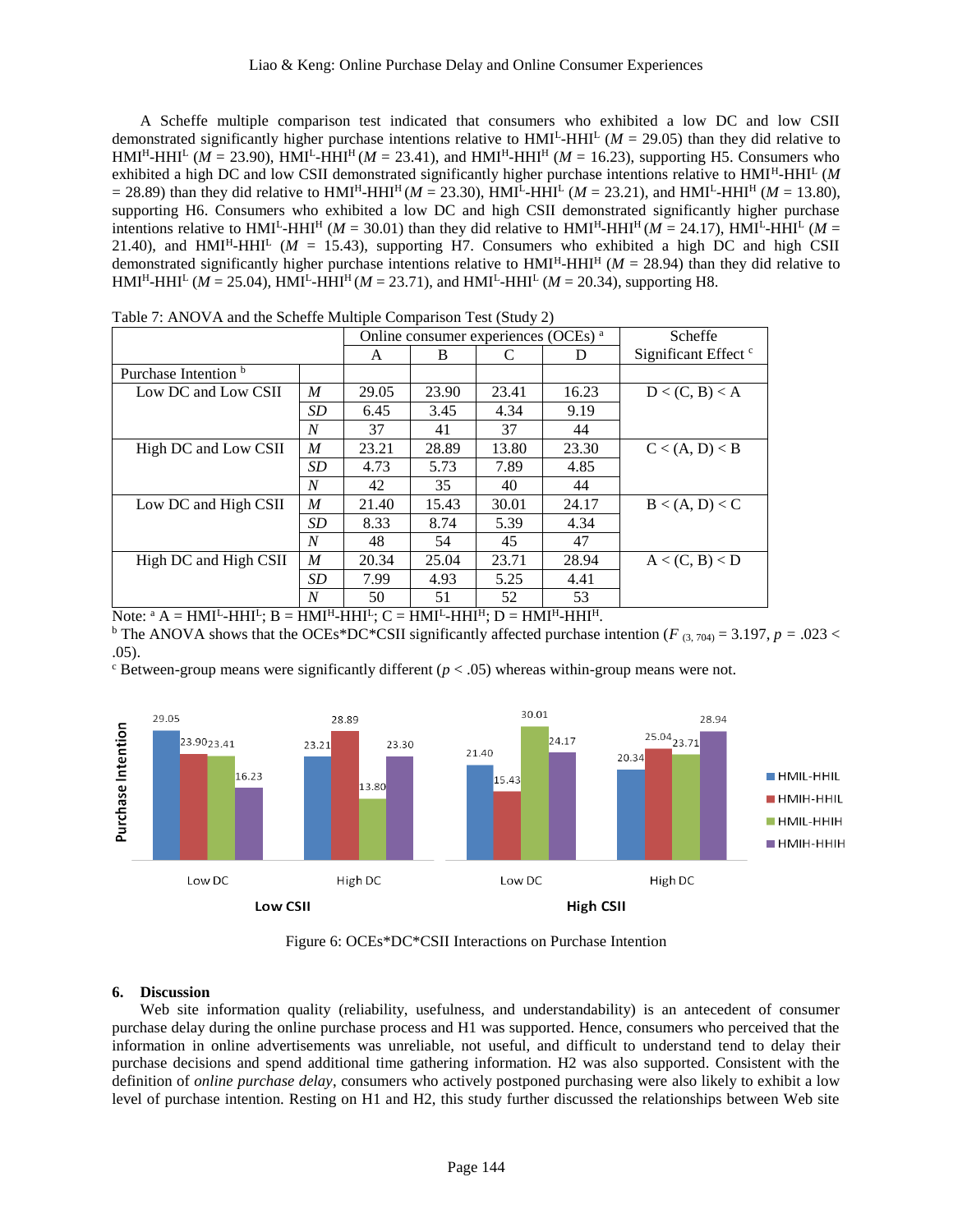A Scheffe multiple comparison test indicated that consumers who exhibited a low DC and low CSII demonstrated significantly higher purchase intentions relative to $HMI^L$-$HHI^L$ ($M$ = 29.05) than they did relative to $HMI^H$-$HHI^L$ ($M$ = 23.90), $HMI^L$-$HHI^H$ ($M$ = 23.41), and $HMI^H$-$HHI^H$ ($M$ = 16.23), supporting H5. Consumers who exhibited a high DC and low CSII demonstrated significantly higher purchase intentions relative to $HMI^H$-$HHI^L$ ($M$ = 28.89) than they did relative to $HMI^H$-$HHI^H$ ($M$ = 23.30), $HMI^L$-$HHI^L$ ($M$ = 23.21), and $HMI^L$-$HHI^H$ ($M$ = 13.80), supporting H6. Consumers who exhibited a low DC and high CSII demonstrated significantly higher purchase intentions relative to $HMI^L$-$HHI^H$ ($M$ = 30.01) than they did relative to $HMI^H$-$HHI^H$ ($M$ = 24.17), $HMI^L$-$HHI^L$ ($M$ = 21.40), and $HMI^H$-$HHI^L$ ($M$ = 15.43), supporting H7. Consumers who exhibited a high DC and high CSII demonstrated significantly higher purchase intentions relative to $HMI^H$-$HHI^H$ ($M$ = 28.94) than they did relative to $HMI^H$-$HHI^L$ ($M$ = 25.04), $HMI^L$-$HHI^H$ ($M$ = 23.71), and $HMI^L$-$HHI^L$ ($M$ = 20.34), supporting H8.

Table 7: ANOVA and the Scheffe Multiple Comparison Test (Study 2)

| | | Online consumer experiences (OCEs) [a] | | | | Scheffe |
|---|---|---|---|---|---|---|
| | | A | B | C | D | Significant Effect [c] |
| Purchase Intention [b] | | | | | | |
| Low DC and Low CSII | *M* | 29.05 | 23.90 | 23.41 | 16.23 | D < (C, B) < A |
| | *SD* | 6.45 | 3.45 | 4.34 | 9.19 | |
| | *N* | 37 | 41 | 37 | 44 | |
| High DC and Low CSII | *M* | 23.21 | 28.89 | 13.80 | 23.30 | C < (A, D) < B |
| | *SD* | 4.73 | 5.73 | 7.89 | 4.85 | |
| | *N* | 42 | 35 | 40 | 44 | |
| Low DC and High CSII | *M* | 21.40 | 15.43 | 30.01 | 24.17 | B < (A, D) < C |
| | *SD* | 8.33 | 8.74 | 5.39 | 4.34 | |
| | *N* | 48 | 54 | 45 | 47 | |
| High DC and High CSII | *M* | 20.34 | 25.04 | 23.71 | 28.94 | A < (C, B) < D |
| | *SD* | 7.99 | 4.93 | 5.25 | 4.41 | |
| | *N* | 50 | 51 | 52 | 53 | |

Note: [a] A = $HMI^L$-$HHI^L$; B = $HMI^H$-$HHI^L$; C = $HMI^L$-$HHI^H$; D = $HMI^H$-$HHI^H$.

[b] The ANOVA shows that the OCEs*DC*CSII significantly affected purchase intention ($F_{(3, 704)} = 3.197$, $p = .023 < .05$).

[c] Between-group means were significantly different ($p < .05$) whereas within-group means were not.

Figure 6: OCEs*DC*CSII Interactions on Purchase Intention

## 6. Discussion

Web site information quality (reliability, usefulness, and understandability) is an antecedent of consumer purchase delay during the online purchase process and H1 was supported. Hence, consumers who perceived that the information in online advertisements was unreliable, not useful, and difficult to understand tend to delay their purchase decisions and spend additional time gathering information. H2 was also supported. Consistent with the definition of *online purchase delay*, consumers who actively postponed purchasing were also likely to exhibit a low level of purchase intention. Resting on H1 and H2, this study further discussed the relationships between Web site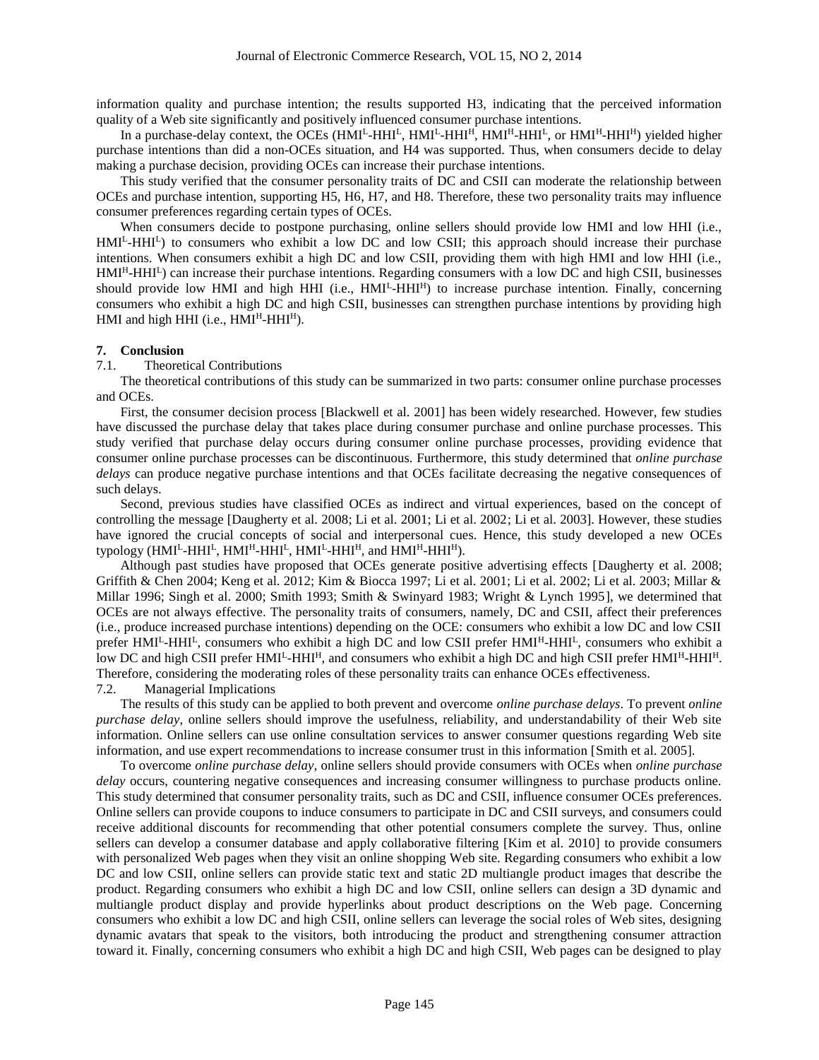information quality and purchase intention; the results supported H3, indicating that the perceived information quality of a Web site significantly and positively influenced consumer purchase intentions.

In a purchase-delay context, the OCEs ($HMI^L$-$HHI^L$, $HMI^L$-$HHI^H$, $HMI^H$-$HHI^L$, or $HMI^H$-$HHI^H$) yielded higher purchase intentions than did a non-OCEs situation, and H4 was supported. Thus, when consumers decide to delay making a purchase decision, providing OCEs can increase their purchase intentions.

This study verified that the consumer personality traits of DC and CSII can moderate the relationship between OCEs and purchase intention, supporting H5, H6, H7, and H8. Therefore, these two personality traits may influence consumer preferences regarding certain types of OCEs.

When consumers decide to postpone purchasing, online sellers should provide low HMI and low HHI (i.e., $HMI^L$-$HHI^L$) to consumers who exhibit a low DC and low CSII; this approach should increase their purchase intentions. When consumers exhibit a high DC and low CSII, providing them with high HMI and low HHI (i.e., $HMI^H$-$HHI^L$) can increase their purchase intentions. Regarding consumers with a low DC and high CSII, businesses should provide low HMI and high HHI (i.e., $HMI^L$-$HHI^H$) to increase purchase intention. Finally, concerning consumers who exhibit a high DC and high CSII, businesses can strengthen purchase intentions by providing high HMI and high HHI (i.e., $HMI^H$-$HHI^H$).

## 7. Conclusion

### 7.1. Theoretical Contributions

The theoretical contributions of this study can be summarized in two parts: consumer online purchase processes and OCEs.

First, the consumer decision process [Blackwell et al. 2001] has been widely researched. However, few studies have discussed the purchase delay that takes place during consumer purchase and online purchase processes. This study verified that purchase delay occurs during consumer online purchase processes, providing evidence that consumer online purchase processes can be discontinuous. Furthermore, this study determined that *online purchase delays* can produce negative purchase intentions and that OCEs facilitate decreasing the negative consequences of such delays.

Second, previous studies have classified OCEs as indirect and virtual experiences, based on the concept of controlling the message [Daugherty et al. 2008; Li et al. 2001; Li et al. 2002; Li et al. 2003]. However, these studies have ignored the crucial concepts of social and interpersonal cues. Hence, this study developed a new OCEs typology ($HMI^L$-$HHI^L$, $HMI^H$-$HHI^L$, $HMI^L$-$HHI^H$, and $HMI^H$-$HHI^H$).

Although past studies have proposed that OCEs generate positive advertising effects [Daugherty et al. 2008; Griffith & Chen 2004; Keng et al. 2012; Kim & Biocca 1997; Li et al. 2001; Li et al. 2002; Li et al. 2003; Millar & Millar 1996; Singh et al. 2000; Smith 1993; Smith & Swinyard 1983; Wright & Lynch 1995], we determined that OCEs are not always effective. The personality traits of consumers, namely, DC and CSII, affect their preferences (i.e., produce increased purchase intentions) depending on the OCE: consumers who exhibit a low DC and low CSII prefer $HMI^L$-$HHI^L$, consumers who exhibit a high DC and low CSII prefer $HMI^H$-$HHI^L$, consumers who exhibit a low DC and high CSII prefer $HMI^L$-$HHI^H$, and consumers who exhibit a high DC and high CSII prefer $HMI^H$-$HHI^H$. Therefore, considering the moderating roles of these personality traits can enhance OCEs effectiveness.

### 7.2. Managerial Implications

The results of this study can be applied to both prevent and overcome *online purchase delays*. To prevent *online purchase delay*, online sellers should improve the usefulness, reliability, and understandability of their Web site information. Online sellers can use online consultation services to answer consumer questions regarding Web site information, and use expert recommendations to increase consumer trust in this information [Smith et al. 2005].

To overcome *online purchase delay*, online sellers should provide consumers with OCEs when *online purchase delay* occurs, countering negative consequences and increasing consumer willingness to purchase products online. This study determined that consumer personality traits, such as DC and CSII, influence consumer OCEs preferences. Online sellers can provide coupons to induce consumers to participate in DC and CSII surveys, and consumers could receive additional discounts for recommending that other potential consumers complete the survey. Thus, online sellers can develop a consumer database and apply collaborative filtering [Kim et al. 2010] to provide consumers with personalized Web pages when they visit an online shopping Web site. Regarding consumers who exhibit a low DC and low CSII, online sellers can provide static text and static 2D multiangle product images that describe the product. Regarding consumers who exhibit a high DC and low CSII, online sellers can design a 3D dynamic and multiangle product display and provide hyperlinks about product descriptions on the Web page. Concerning consumers who exhibit a low DC and high CSII, online sellers can leverage the social roles of Web sites, designing dynamic avatars that speak to the visitors, both introducing the product and strengthening consumer attraction toward it. Finally, concerning consumers who exhibit a high DC and high CSII, Web pages can be designed to play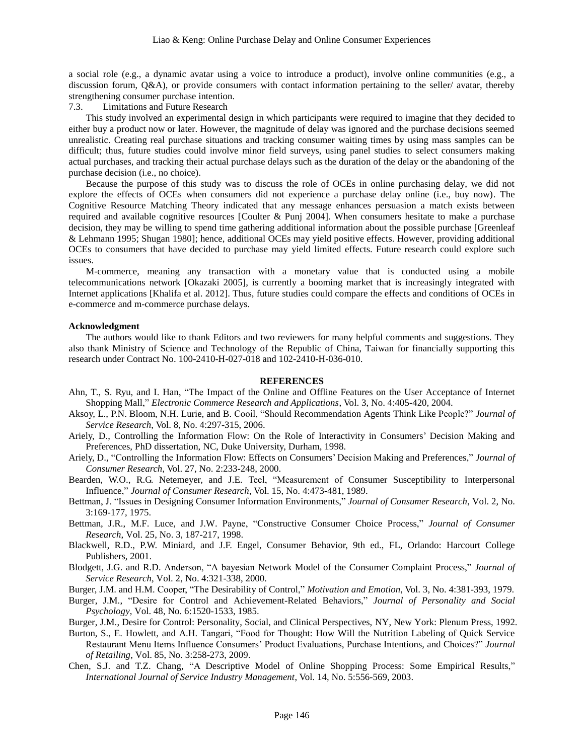a social role (e.g., a dynamic avatar using a voice to introduce a product), involve online communities (e.g., a discussion forum, Q&A), or provide consumers with contact information pertaining to the seller/ avatar, thereby strengthening consumer purchase intention.

### 7.3. Limitations and Future Research

This study involved an experimental design in which participants were required to imagine that they decided to either buy a product now or later. However, the magnitude of delay was ignored and the purchase decisions seemed unrealistic. Creating real purchase situations and tracking consumer waiting times by using mass samples can be difficult; thus, future studies could involve minor field surveys, using panel studies to select consumers making actual purchases, and tracking their actual purchase delays such as the duration of the delay or the abandoning of the purchase decision (i.e., no choice).

Because the purpose of this study was to discuss the role of OCEs in online purchasing delay, we did not explore the effects of OCEs when consumers did not experience a purchase delay online (i.e., buy now). The Cognitive Resource Matching Theory indicated that any message enhances persuasion a match exists between required and available cognitive resources [Coulter & Punj 2004]. When consumers hesitate to make a purchase decision, they may be willing to spend time gathering additional information about the possible purchase [Greenleaf & Lehmann 1995; Shugan 1980]; hence, additional OCEs may yield positive effects. However, providing additional OCEs to consumers that have decided to purchase may yield limited effects. Future research could explore such issues.

M-commerce, meaning any transaction with a monetary value that is conducted using a mobile telecommunications network [Okazaki 2005], is currently a booming market that is increasingly integrated with Internet applications [Khalifa et al. 2012]. Thus, future studies could compare the effects and conditions of OCEs in e-commerce and m-commerce purchase delays.

**Acknowledgment**

The authors would like to thank Editors and two reviewers for many helpful comments and suggestions. They also thank Ministry of Science and Technology of the Republic of China, Taiwan for financially supporting this research under Contract No. 100-2410-H-027-018 and 102-2410-H-036-010.

## REFERENCES

Ahn, T., S. Ryu, and I. Han, “The Impact of the Online and Offline Features on the User Acceptance of Internet Shopping Mall,” *Electronic Commerce Research and Applications*, Vol. 3, No. 4:405-420, 2004.

Aksoy, L., P.N. Bloom, N.H. Lurie, and B. Cooil, “Should Recommendation Agents Think Like People?” *Journal of Service Research*, Vol. 8, No. 4:297-315, 2006.

Ariely, D., Controlling the Information Flow: On the Role of Interactivity in Consumers’ Decision Making and Preferences, PhD dissertation, NC, Duke University, Durham, 1998.

Ariely, D., “Controlling the Information Flow: Effects on Consumers’ Decision Making and Preferences,” *Journal of Consumer Research*, Vol. 27, No. 2:233-248, 2000.

Bearden, W.O., R.G. Netemeyer, and J.E. Teel, “Measurement of Consumer Susceptibility to Interpersonal Influence,” *Journal of Consumer Research*, Vol. 15, No. 4:473-481, 1989.

Bettman, J. “Issues in Designing Consumer Information Environments,” *Journal of Consumer Research*, Vol. 2, No. 3:169-177, 1975.

Bettman, J.R., M.F. Luce, and J.W. Payne, “Constructive Consumer Choice Process,” *Journal of Consumer Research*, Vol. 25, No. 3, 187-217, 1998.

Blackwell, R.D., P.W. Miniard, and J.F. Engel, Consumer Behavior, 9th ed., FL, Orlando: Harcourt College Publishers, 2001.

Blodgett, J.G. and R.D. Anderson, “A bayesian Network Model of the Consumer Complaint Process,” *Journal of Service Research*, Vol. 2, No. 4:321-338, 2000.

Burger, J.M. and H.M. Cooper, “The Desirability of Control,” *Motivation and Emotion*, Vol. 3, No. 4:381-393, 1979.

Burger, J.M., “Desire for Control and Achievement-Related Behaviors,” *Journal of Personality and Social Psychology*, Vol. 48, No. 6:1520-1533, 1985.

Burger, J.M., Desire for Control: Personality, Social, and Clinical Perspectives, NY, New York: Plenum Press, 1992.

Burton, S., E. Howlett, and A.H. Tangari, “Food for Thought: How Will the Nutrition Labeling of Quick Service Restaurant Menu Items Influence Consumers’ Product Evaluations, Purchase Intentions, and Choices?” *Journal of Retailing*, Vol. 85, No. 3:258-273, 2009.

Chen, S.J. and T.Z. Chang, “A Descriptive Model of Online Shopping Process: Some Empirical Results,” *International Journal of Service Industry Management*, Vol. 14, No. 5:556-569, 2003.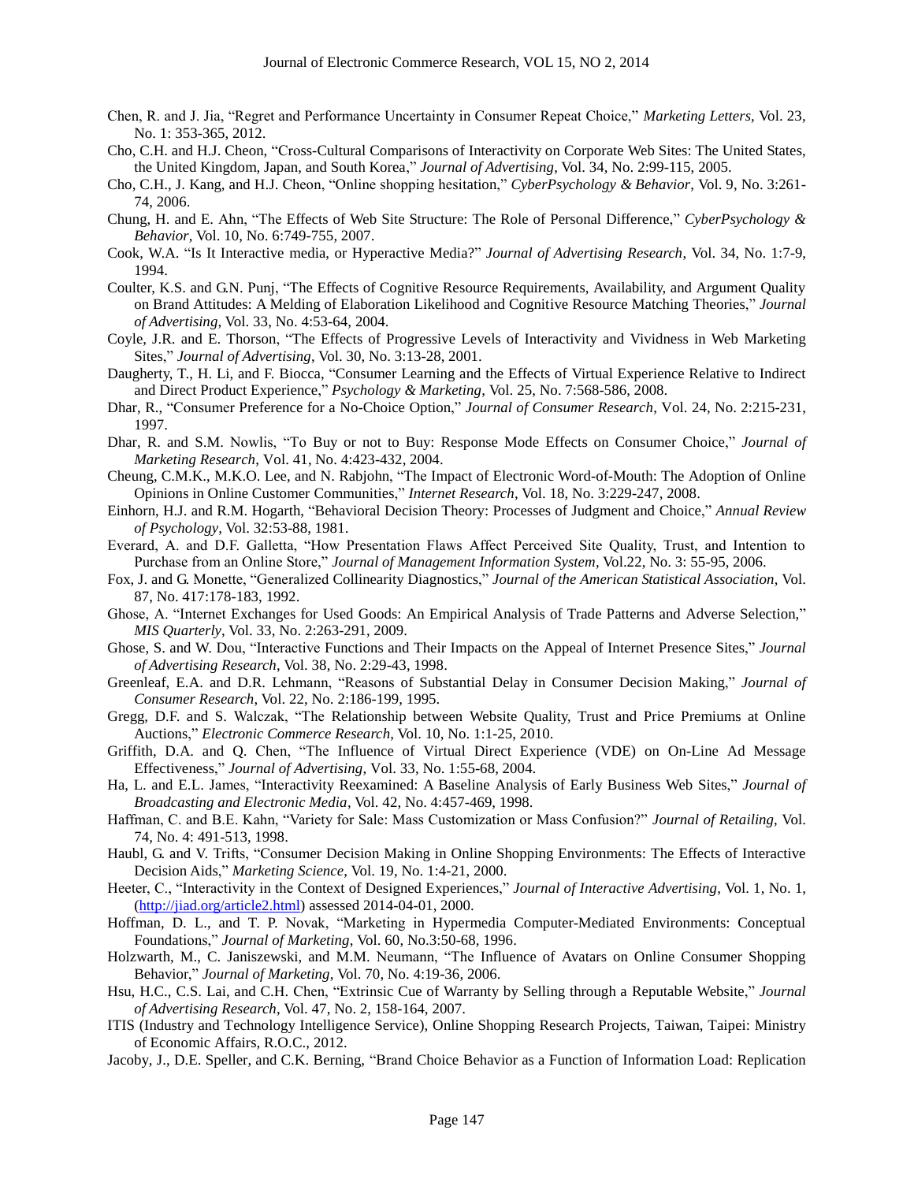Chen, R. and J. Jia, "Regret and Performance Uncertainty in Consumer Repeat Choice," *Marketing Letters*, Vol. 23, No. 1: 353-365, 2012.

Cho, C.H. and H.J. Cheon, "Cross-Cultural Comparisons of Interactivity on Corporate Web Sites: The United States, the United Kingdom, Japan, and South Korea," *Journal of Advertising*, Vol. 34, No. 2:99-115, 2005.

Cho, C.H., J. Kang, and H.J. Cheon, "Online shopping hesitation," *CyberPsychology & Behavior*, Vol. 9, No. 3:261-74, 2006.

Chung, H. and E. Ahn, "The Effects of Web Site Structure: The Role of Personal Difference," *CyberPsychology & Behavior*, Vol. 10, No. 6:749-755, 2007.

Cook, W.A. "Is It Interactive media, or Hyperactive Media?" *Journal of Advertising Research*, Vol. 34, No. 1:7-9, 1994.

Coulter, K.S. and G.N. Punj, "The Effects of Cognitive Resource Requirements, Availability, and Argument Quality on Brand Attitudes: A Melding of Elaboration Likelihood and Cognitive Resource Matching Theories," *Journal of Advertising*, Vol. 33, No. 4:53-64, 2004.

Coyle, J.R. and E. Thorson, "The Effects of Progressive Levels of Interactivity and Vividness in Web Marketing Sites," *Journal of Advertising*, Vol. 30, No. 3:13-28, 2001.

Daugherty, T., H. Li, and F. Biocca, "Consumer Learning and the Effects of Virtual Experience Relative to Indirect and Direct Product Experience," *Psychology & Marketing*, Vol. 25, No. 7:568-586, 2008.

Dhar, R., "Consumer Preference for a No-Choice Option," *Journal of Consumer Research*, Vol. 24, No. 2:215-231, 1997.

Dhar, R. and S.M. Nowlis, "To Buy or not to Buy: Response Mode Effects on Consumer Choice," *Journal of Marketing Research*, Vol. 41, No. 4:423-432, 2004.

Cheung, C.M.K., M.K.O. Lee, and N. Rabjohn, "The Impact of Electronic Word-of-Mouth: The Adoption of Online Opinions in Online Customer Communities," *Internet Research*, Vol. 18, No. 3:229-247, 2008.

Einhorn, H.J. and R.M. Hogarth, "Behavioral Decision Theory: Processes of Judgment and Choice," *Annual Review of Psychology*, Vol. 32:53-88, 1981.

Everard, A. and D.F. Galletta, "How Presentation Flaws Affect Perceived Site Quality, Trust, and Intention to Purchase from an Online Store," *Journal of Management Information System*, Vol.22, No. 3: 55-95, 2006.

Fox, J. and G. Monette, "Generalized Collinearity Diagnostics," *Journal of the American Statistical Association*, Vol. 87, No. 417:178-183, 1992.

Ghose, A. "Internet Exchanges for Used Goods: An Empirical Analysis of Trade Patterns and Adverse Selection," *MIS Quarterly*, Vol. 33, No. 2:263-291, 2009.

Ghose, S. and W. Dou, "Interactive Functions and Their Impacts on the Appeal of Internet Presence Sites," *Journal of Advertising Research*, Vol. 38, No. 2:29-43, 1998.

Greenleaf, E.A. and D.R. Lehmann, "Reasons of Substantial Delay in Consumer Decision Making," *Journal of Consumer Research*, Vol. 22, No. 2:186-199, 1995.

Gregg, D.F. and S. Walczak, "The Relationship between Website Quality, Trust and Price Premiums at Online Auctions," *Electronic Commerce Research*, Vol. 10, No. 1:1-25, 2010.

Griffith, D.A. and Q. Chen, "The Influence of Virtual Direct Experience (VDE) on On-Line Ad Message Effectiveness," *Journal of Advertising*, Vol. 33, No. 1:55-68, 2004.

Ha, L. and E.L. James, "Interactivity Reexamined: A Baseline Analysis of Early Business Web Sites," *Journal of Broadcasting and Electronic Media*, Vol. 42, No. 4:457-469, 1998.

Haffman, C. and B.E. Kahn, "Variety for Sale: Mass Customization or Mass Confusion?" *Journal of Retailing*, Vol. 74, No. 4: 491-513, 1998.

Haubl, G. and V. Trifts, "Consumer Decision Making in Online Shopping Environments: The Effects of Interactive Decision Aids," *Marketing Science*, Vol. 19, No. 1:4-21, 2000.

Heeter, C., "Interactivity in the Context of Designed Experiences," *Journal of Interactive Advertising*, Vol. 1, No. 1, (http://jiad.org/article2.html) assessed 2014-04-01, 2000.

Hoffman, D. L., and T. P. Novak, "Marketing in Hypermedia Computer-Mediated Environments: Conceptual Foundations," *Journal of Marketing*, Vol. 60, No.3:50-68, 1996.

Holzwarth, M., C. Janiszewski, and M.M. Neumann, "The Influence of Avatars on Online Consumer Shopping Behavior," *Journal of Marketing*, Vol. 70, No. 4:19-36, 2006.

Hsu, H.C., C.S. Lai, and C.H. Chen, "Extrinsic Cue of Warranty by Selling through a Reputable Website," *Journal of Advertising Research*, Vol. 47, No. 2, 158-164, 2007.

ITIS (Industry and Technology Intelligence Service), Online Shopping Research Projects, Taiwan, Taipei: Ministry of Economic Affairs, R.O.C., 2012.

Jacoby, J., D.E. Speller, and C.K. Berning, "Brand Choice Behavior as a Function of Information Load: Replication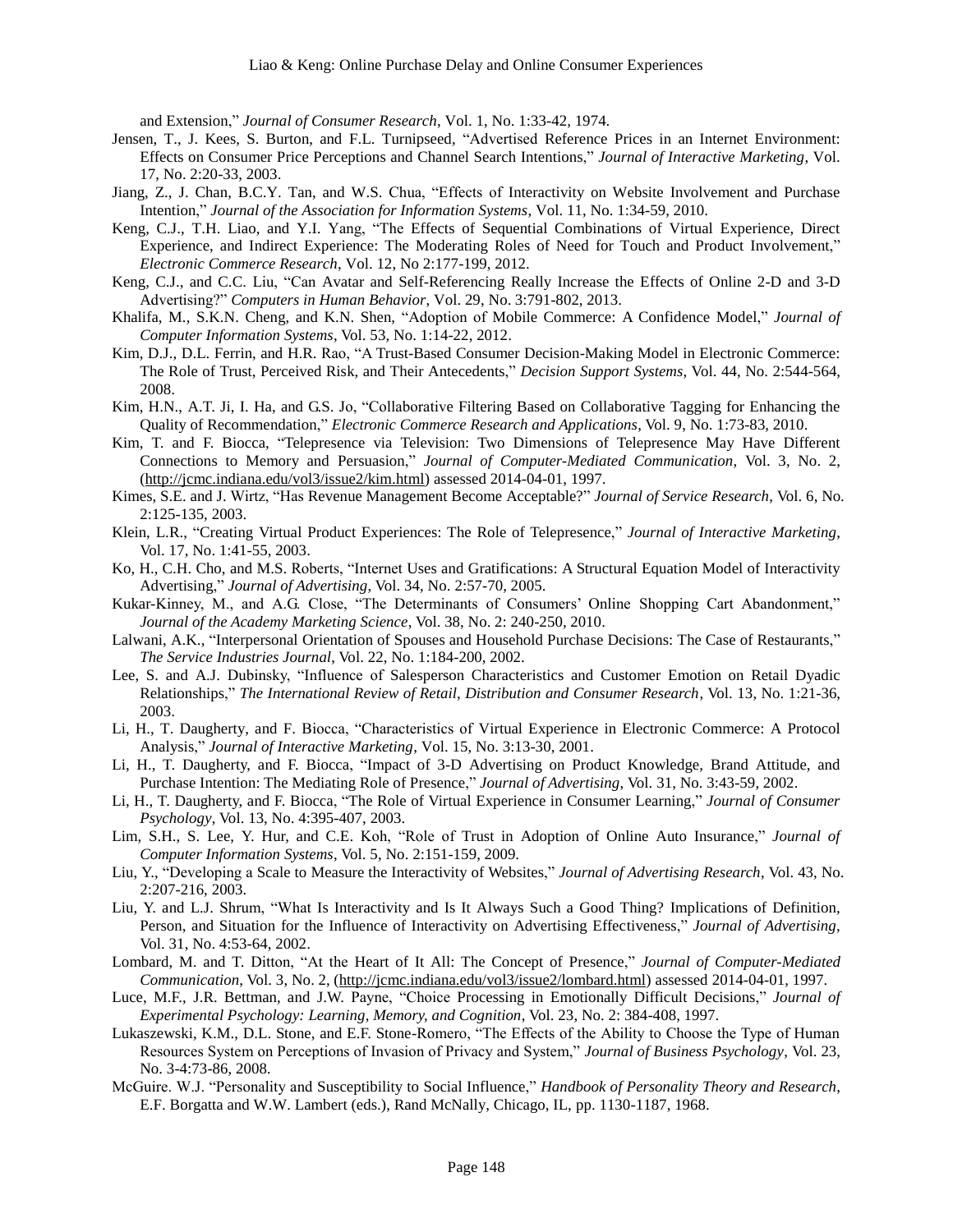and Extension," *Journal of Consumer Research*, Vol. 1, No. 1:33-42, 1974.

Jensen, T., J. Kees, S. Burton, and F.L. Turnipseed, "Advertised Reference Prices in an Internet Environment: Effects on Consumer Price Perceptions and Channel Search Intentions," *Journal of Interactive Marketing*, Vol. 17, No. 2:20-33, 2003.

Jiang, Z., J. Chan, B.C.Y. Tan, and W.S. Chua, "Effects of Interactivity on Website Involvement and Purchase Intention," *Journal of the Association for Information Systems*, Vol. 11, No. 1:34-59, 2010.

Keng, C.J., T.H. Liao, and Y.I. Yang, "The Effects of Sequential Combinations of Virtual Experience, Direct Experience, and Indirect Experience: The Moderating Roles of Need for Touch and Product Involvement," *Electronic Commerce Research*, Vol. 12, No 2:177-199, 2012.

Keng, C.J., and C.C. Liu, "Can Avatar and Self-Referencing Really Increase the Effects of Online 2-D and 3-D Advertising?" *Computers in Human Behavior*, Vol. 29, No. 3:791-802, 2013.

Khalifa, M., S.K.N. Cheng, and K.N. Shen, "Adoption of Mobile Commerce: A Confidence Model," *Journal of Computer Information Systems*, Vol. 53, No. 1:14-22, 2012.

Kim, D.J., D.L. Ferrin, and H.R. Rao, "A Trust-Based Consumer Decision-Making Model in Electronic Commerce: The Role of Trust, Perceived Risk, and Their Antecedents," *Decision Support Systems*, Vol. 44, No. 2:544-564, 2008.

Kim, H.N., A.T. Ji, I. Ha, and G.S. Jo, "Collaborative Filtering Based on Collaborative Tagging for Enhancing the Quality of Recommendation," *Electronic Commerce Research and Applications*, Vol. 9, No. 1:73-83, 2010.

Kim, T. and F. Biocca, "Telepresence via Television: Two Dimensions of Telepresence May Have Different Connections to Memory and Persuasion," *Journal of Computer-Mediated Communication*, Vol. 3, No. 2, (http://jcmc.indiana.edu/vol3/issue2/kim.html) assessed 2014-04-01, 1997.

Kimes, S.E. and J. Wirtz, "Has Revenue Management Become Acceptable?" *Journal of Service Research*, Vol. 6, No. 2:125-135, 2003.

Klein, L.R., "Creating Virtual Product Experiences: The Role of Telepresence," *Journal of Interactive Marketing*, Vol. 17, No. 1:41-55, 2003.

Ko, H., C.H. Cho, and M.S. Roberts, "Internet Uses and Gratifications: A Structural Equation Model of Interactivity Advertising," *Journal of Advertising*, Vol. 34, No. 2:57-70, 2005.

Kukar-Kinney, M., and A.G. Close, "The Determinants of Consumers' Online Shopping Cart Abandonment," *Journal of the Academy Marketing Science*, Vol. 38, No. 2: 240-250, 2010.

Lalwani, A.K., "Interpersonal Orientation of Spouses and Household Purchase Decisions: The Case of Restaurants," *The Service Industries Journal*, Vol. 22, No. 1:184-200, 2002.

Lee, S. and A.J. Dubinsky, "Influence of Salesperson Characteristics and Customer Emotion on Retail Dyadic Relationships," *The International Review of Retail, Distribution and Consumer Research*, Vol. 13, No. 1:21-36, 2003.

Li, H., T. Daugherty, and F. Biocca, "Characteristics of Virtual Experience in Electronic Commerce: A Protocol Analysis," *Journal of Interactive Marketing*, Vol. 15, No. 3:13-30, 2001.

Li, H., T. Daugherty, and F. Biocca, "Impact of 3-D Advertising on Product Knowledge, Brand Attitude, and Purchase Intention: The Mediating Role of Presence," *Journal of Advertising*, Vol. 31, No. 3:43-59, 2002.

Li, H., T. Daugherty, and F. Biocca, "The Role of Virtual Experience in Consumer Learning," *Journal of Consumer Psychology*, Vol. 13, No. 4:395-407, 2003.

Lim, S.H., S. Lee, Y. Hur, and C.E. Koh, "Role of Trust in Adoption of Online Auto Insurance," *Journal of Computer Information Systems*, Vol. 5, No. 2:151-159, 2009.

Liu, Y., "Developing a Scale to Measure the Interactivity of Websites," *Journal of Advertising Research*, Vol. 43, No. 2:207-216, 2003.

Liu, Y. and L.J. Shrum, "What Is Interactivity and Is It Always Such a Good Thing? Implications of Definition, Person, and Situation for the Influence of Interactivity on Advertising Effectiveness," *Journal of Advertising*, Vol. 31, No. 4:53-64, 2002.

Lombard, M. and T. Ditton, "At the Heart of It All: The Concept of Presence," *Journal of Computer-Mediated Communication*, Vol. 3, No. 2, (http://jcmc.indiana.edu/vol3/issue2/lombard.html) assessed 2014-04-01, 1997.

Luce, M.F., J.R. Bettman, and J.W. Payne, "Choice Processing in Emotionally Difficult Decisions," *Journal of Experimental Psychology: Learning, Memory, and Cognition*, Vol. 23, No. 2: 384-408, 1997.

Lukaszewski, K.M., D.L. Stone, and E.F. Stone-Romero, "The Effects of the Ability to Choose the Type of Human Resources System on Perceptions of Invasion of Privacy and System," *Journal of Business Psychology*, Vol. 23, No. 3-4:73-86, 2008.

McGuire. W.J. "Personality and Susceptibility to Social Influence," *Handbook of Personality Theory and Research*, E.F. Borgatta and W.W. Lambert (eds.), Rand McNally, Chicago, IL, pp. 1130-1187, 1968.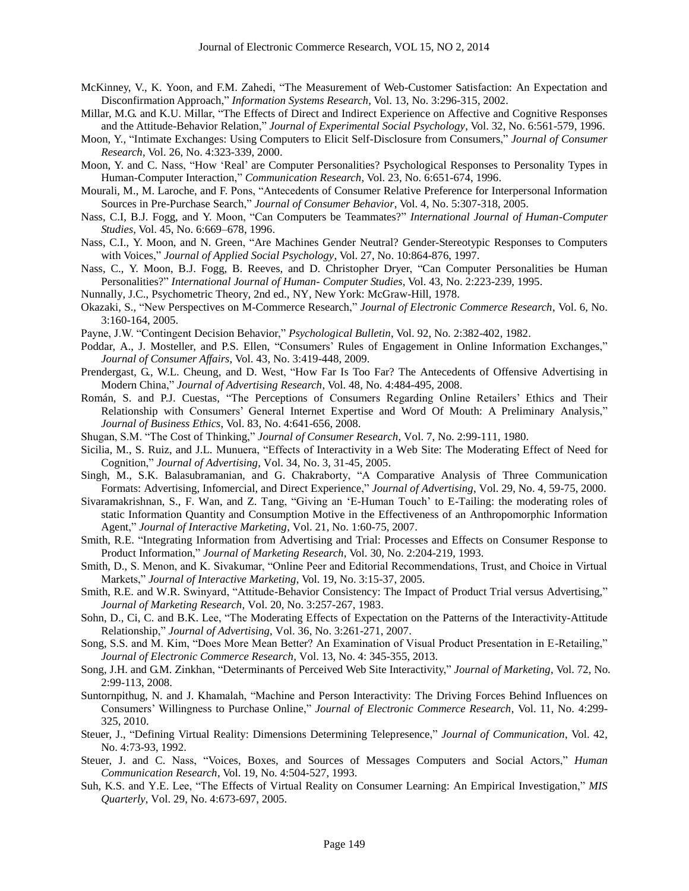McKinney, V., K. Yoon, and F.M. Zahedi, "The Measurement of Web-Customer Satisfaction: An Expectation and Disconfirmation Approach," *Information Systems Research*, Vol. 13, No. 3:296-315, 2002.

Millar, M.G. and K.U. Millar, "The Effects of Direct and Indirect Experience on Affective and Cognitive Responses and the Attitude-Behavior Relation," *Journal of Experimental Social Psychology*, Vol. 32, No. 6:561-579, 1996.

Moon, Y., "Intimate Exchanges: Using Computers to Elicit Self-Disclosure from Consumers," *Journal of Consumer Research*, Vol. 26, No. 4:323-339, 2000.

Moon, Y. and C. Nass, "How 'Real' are Computer Personalities? Psychological Responses to Personality Types in Human-Computer Interaction," *Communication Research*, Vol. 23, No. 6:651-674, 1996.

Mourali, M., M. Laroche, and F. Pons, "Antecedents of Consumer Relative Preference for Interpersonal Information Sources in Pre-Purchase Search," *Journal of Consumer Behavior*, Vol. 4, No. 5:307-318, 2005.

Nass, C.I, B.J. Fogg, and Y. Moon, "Can Computers be Teammates?" *International Journal of Human-Computer Studies*, Vol. 45, No. 6:669–678, 1996.

Nass, C.I., Y. Moon, and N. Green, "Are Machines Gender Neutral? Gender-Stereotypic Responses to Computers with Voices," *Journal of Applied Social Psychology*, Vol. 27, No. 10:864-876, 1997.

Nass, C., Y. Moon, B.J. Fogg, B. Reeves, and D. Christopher Dryer, "Can Computer Personalities be Human Personalities?" *International Journal of Human- Computer Studies*, Vol. 43, No. 2:223-239, 1995.

Nunnally, J.C., Psychometric Theory, 2nd ed., NY, New York: McGraw-Hill, 1978.

Okazaki, S., "New Perspectives on M-Commerce Research," *Journal of Electronic Commerce Research*, Vol. 6, No. 3:160-164, 2005.

Payne, J.W. "Contingent Decision Behavior," *Psychological Bulletin*, Vol. 92, No. 2:382-402, 1982.

Poddar, A., J. Mosteller, and P.S. Ellen, "Consumers' Rules of Engagement in Online Information Exchanges," *Journal of Consumer Affairs*, Vol. 43, No. 3:419-448, 2009.

Prendergast, G., W.L. Cheung, and D. West, "How Far Is Too Far? The Antecedents of Offensive Advertising in Modern China," *Journal of Advertising Research*, Vol. 48, No. 4:484-495, 2008.

Román, S. and P.J. Cuestas, "The Perceptions of Consumers Regarding Online Retailers' Ethics and Their Relationship with Consumers' General Internet Expertise and Word Of Mouth: A Preliminary Analysis," *Journal of Business Ethics*, Vol. 83, No. 4:641-656, 2008.

Shugan, S.M. "The Cost of Thinking," *Journal of Consumer Research*, Vol. 7, No. 2:99-111, 1980.

Sicilia, M., S. Ruiz, and J.L. Munuera, "Effects of Interactivity in a Web Site: The Moderating Effect of Need for Cognition," *Journal of Advertising*, Vol. 34, No. 3, 31-45, 2005.

Singh, M., S.K. Balasubramanian, and G. Chakraborty, "A Comparative Analysis of Three Communication Formats: Advertising, Infomercial, and Direct Experience," *Journal of Advertising*, Vol. 29, No. 4, 59-75, 2000.

Sivaramakrishnan, S., F. Wan, and Z. Tang, "Giving an 'E-Human Touch' to E-Tailing: the moderating roles of static Information Quantity and Consumption Motive in the Effectiveness of an Anthropomorphic Information Agent," *Journal of Interactive Marketing*, Vol. 21, No. 1:60-75, 2007.

Smith, R.E. "Integrating Information from Advertising and Trial: Processes and Effects on Consumer Response to Product Information," *Journal of Marketing Research*, Vol. 30, No. 2:204-219, 1993.

Smith, D., S. Menon, and K. Sivakumar, "Online Peer and Editorial Recommendations, Trust, and Choice in Virtual Markets," *Journal of Interactive Marketing*, Vol. 19, No. 3:15-37, 2005.

Smith, R.E. and W.R. Swinyard, "Attitude-Behavior Consistency: The Impact of Product Trial versus Advertising," *Journal of Marketing Research*, Vol. 20, No. 3:257-267, 1983.

Sohn, D., Ci, C. and B.K. Lee, "The Moderating Effects of Expectation on the Patterns of the Interactivity-Attitude Relationship," *Journal of Advertising*, Vol. 36, No. 3:261-271, 2007.

Song, S.S. and M. Kim, "Does More Mean Better? An Examination of Visual Product Presentation in E-Retailing," *Journal of Electronic Commerce Research*, Vol. 13, No. 4: 345-355, 2013.

Song, J.H. and G.M. Zinkhan, "Determinants of Perceived Web Site Interactivity," *Journal of Marketing*, Vol. 72, No. 2:99-113, 2008.

Suntornpithug, N. and J. Khamalah, "Machine and Person Interactivity: The Driving Forces Behind Influences on Consumers' Willingness to Purchase Online," *Journal of Electronic Commerce Research*, Vol. 11, No. 4:299-325, 2010.

Steuer, J., "Defining Virtual Reality: Dimensions Determining Telepresence," *Journal of Communication*, Vol. 42, No. 4:73-93, 1992.

Steuer, J. and C. Nass, "Voices, Boxes, and Sources of Messages Computers and Social Actors," *Human Communication Research*, Vol. 19, No. 4:504-527, 1993.

Suh, K.S. and Y.E. Lee, "The Effects of Virtual Reality on Consumer Learning: An Empirical Investigation," *MIS Quarterly*, Vol. 29, No. 4:673-697, 2005.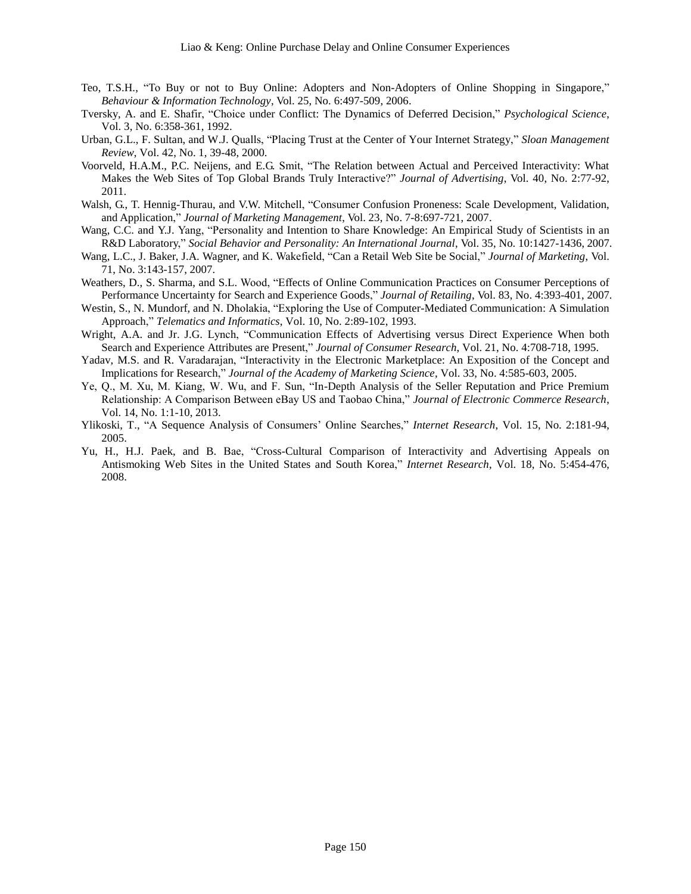Teo, T.S.H., "To Buy or not to Buy Online: Adopters and Non-Adopters of Online Shopping in Singapore," *Behaviour & Information Technology*, Vol. 25, No. 6:497-509, 2006.

Tversky, A. and E. Shafir, "Choice under Conflict: The Dynamics of Deferred Decision," *Psychological Science*, Vol. 3, No. 6:358-361, 1992.

Urban, G.L., F. Sultan, and W.J. Qualls, "Placing Trust at the Center of Your Internet Strategy," *Sloan Management Review*, Vol. 42, No. 1, 39-48, 2000.

Voorveld, H.A.M., P.C. Neijens, and E.G. Smit, "The Relation between Actual and Perceived Interactivity: What Makes the Web Sites of Top Global Brands Truly Interactive?" *Journal of Advertising*, Vol. 40, No. 2:77-92, 2011.

Walsh, G., T. Hennig-Thurau, and V.W. Mitchell, "Consumer Confusion Proneness: Scale Development, Validation, and Application," *Journal of Marketing Management*, Vol. 23, No. 7-8:697-721, 2007.

Wang, C.C. and Y.J. Yang, "Personality and Intention to Share Knowledge: An Empirical Study of Scientists in an R&D Laboratory," *Social Behavior and Personality: An International Journal*, Vol. 35, No. 10:1427-1436, 2007.

Wang, L.C., J. Baker, J.A. Wagner, and K. Wakefield, "Can a Retail Web Site be Social," *Journal of Marketing*, Vol. 71, No. 3:143-157, 2007.

Weathers, D., S. Sharma, and S.L. Wood, "Effects of Online Communication Practices on Consumer Perceptions of Performance Uncertainty for Search and Experience Goods," *Journal of Retailing*, Vol. 83, No. 4:393-401, 2007.

Westin, S., N. Mundorf, and N. Dholakia, "Exploring the Use of Computer-Mediated Communication: A Simulation Approach," *Telematics and Informatics*, Vol. 10, No. 2:89-102, 1993.

Wright, A.A. and Jr. J.G. Lynch, "Communication Effects of Advertising versus Direct Experience When both Search and Experience Attributes are Present," *Journal of Consumer Research*, Vol. 21, No. 4:708-718, 1995.

Yadav, M.S. and R. Varadarajan, "Interactivity in the Electronic Marketplace: An Exposition of the Concept and Implications for Research," *Journal of the Academy of Marketing Science*, Vol. 33, No. 4:585-603, 2005.

Ye, Q., M. Xu, M. Kiang, W. Wu, and F. Sun, "In-Depth Analysis of the Seller Reputation and Price Premium Relationship: A Comparison Between eBay US and Taobao China," *Journal of Electronic Commerce Research*, Vol. 14, No. 1:1-10, 2013.

Ylikoski, T., "A Sequence Analysis of Consumers' Online Searches," *Internet Research*, Vol. 15, No. 2:181-94, 2005.

Yu, H., H.J. Paek, and B. Bae, "Cross-Cultural Comparison of Interactivity and Advertising Appeals on Antismoking Web Sites in the United States and South Korea," *Internet Research*, Vol. 18, No. 5:454-476, 2008.